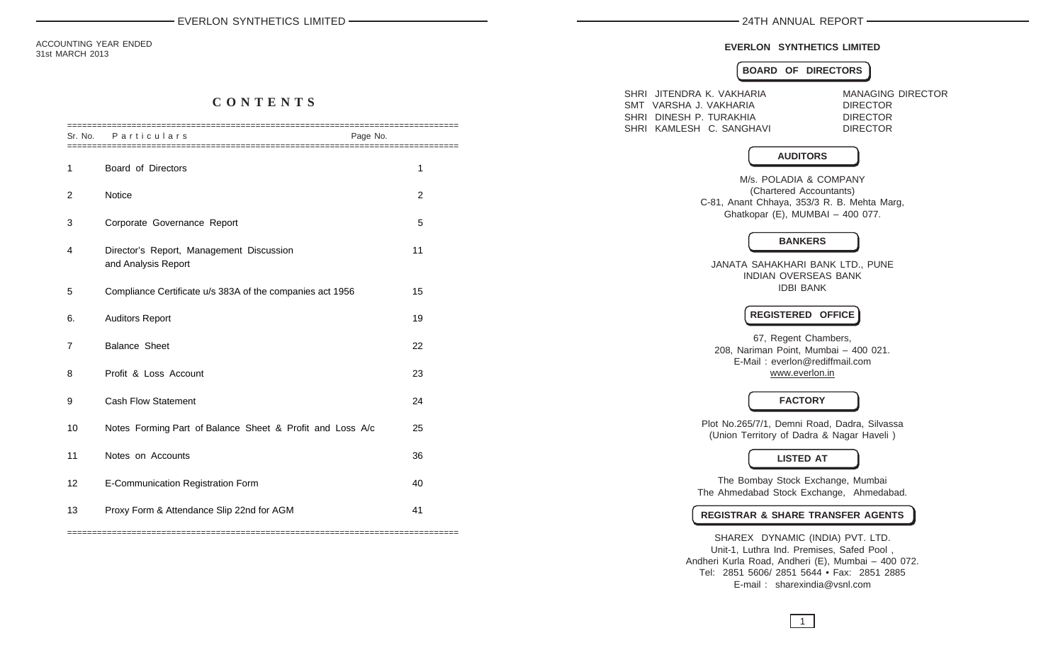ACCOUNTING YEAR ENDED
31st MARCH 2013

# CONTENTS

| Sr. No. | Particulars | Page No. |
|---|---|---|
| 1 | Board of Directors | 1 |
| 2 | Notice | 2 |
| 3 | Corporate Governance Report | 5 |
| 4 | Director's Report, Management Discussion and Analysis Report | 11 |
| 5 | Compliance Certificate u/s 383A of the companies act 1956 | 15 |
| 6. | Auditors Report | 19 |
| 7 | Balance Sheet | 22 |
| 8 | Profit & Loss Account | 23 |
| 9 | Cash Flow Statement | 24 |
| 10 | Notes Forming Part of Balance Sheet & Profit and Loss A/c | 25 |
| 11 | Notes on Accounts | 36 |
| 12 | E-Communication Registration Form | 40 |
| 13 | Proxy Form & Attendance Slip 22nd for AGM | 41 |

## EVERLON SYNTHETICS LIMITED

### BOARD OF DIRECTORS

| | |
|---|---|
| SHRI JITENDRA K. VAKHARIA | MANAGING DIRECTOR |
| SMT VARSHA J. VAKHARIA | DIRECTOR |
| SHRI DINESH P. TURAKHIA | DIRECTOR |
| SHRI KAMLESH C. SANGHAVI | DIRECTOR |

### AUDITORS

M/s. POLADIA & COMPANY
(Chartered Accountants)
C-81, Anant Chhaya, 353/3 R. B. Mehta Marg,
Ghatkopar (E), MUMBAI – 400 077.

### BANKERS

JANATA SAHAKHARI BANK LTD., PUNE
INDIAN OVERSEAS BANK
IDBI BANK

### REGISTERED OFFICE

67, Regent Chambers,
208, Nariman Point, Mumbai – 400 021.
E-Mail : everlon@rediffmail.com
www.everlon.in

### FACTORY

Plot No.265/7/1, Demni Road, Dadra, Silvassa
(Union Territory of Dadra & Nagar Haveli )

### LISTED AT

The Bombay Stock Exchange, Mumbai
The Ahmedabad Stock Exchange, Ahmedabad.

### REGISTRAR & SHARE TRANSFER AGENTS

SHAREX DYNAMIC (INDIA) PVT. LTD.
Unit-1, Luthra Ind. Premises, Safed Pool ,
Andheri Kurla Road, Andheri (E), Mumbai – 400 072.
Tel: 2851 5606/ 2851 5644 • Fax: 2851 2885
E-mail : sharexindia@vsnl.com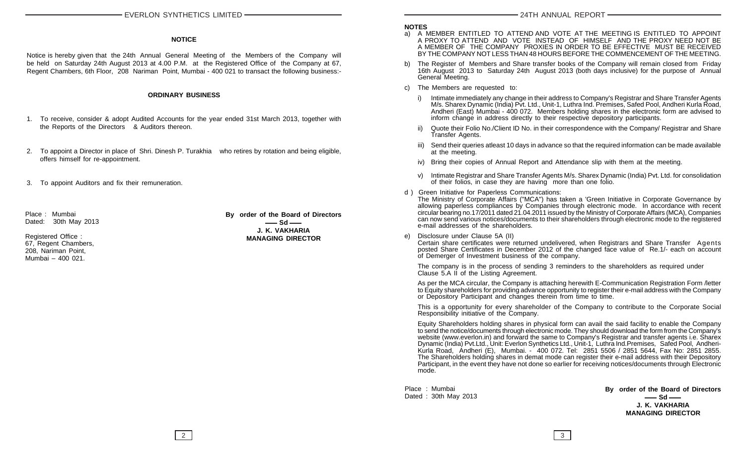## NOTICE

Notice is hereby given that the 24th Annual General Meeting of the Members of the Company will be held on Saturday 24th August 2013 at 4.00 P.M. at the Registered Office of the Company at 67, Regent Chambers, 6th Floor, 208 Nariman Point, Mumbai - 400 021 to transact the following business:-

### ORDINARY BUSINESS

1. To receive, consider & adopt Audited Accounts for the year ended 31st March 2013, together with the Reports of the Directors & Auditors thereon.
2. To appoint a Director in place of Shri. Dinesh P. Turakhia who retires by rotation and being eligible, offers himself for re-appointment.
3. To appoint Auditors and fix their remuneration.

Place : Mumbai
Dated: 30th May 2013

Registered Office :
67, Regent Chambers,
208, Nariman Point,
Mumbai – 400 021.

**By order of the Board of Directors**
**—— Sd ——**
**J. K. VAKHARIA**
**MANAGING DIRECTOR**

### NOTES

a) A MEMBER ENTITLED TO ATTEND AND VOTE AT THE MEETING IS ENTITLED TO APPOINT A PROXY TO ATTEND AND VOTE INSTEAD OF HIMSELF AND THE PROXY NEED NOT BE A MEMBER OF THE COMPANY PROXIES IN ORDER TO BE EFFECTIVE MUST BE RECEIVED BY THE COMPANY NOT LESS THAN 48 HOURS BEFORE THE COMMENCEMENT OF THE MEETING.

b) The Register of Members and Share transfer books of the Company will remain closed from Friday 16th August 2013 to Saturday 24th August 2013 (both days inclusive) for the purpose of Annual General Meeting.

c) The Members are requested to:

   i) Intimate immediately any change in their address to Company's Registrar and Share Transfer Agents M/s. Sharex Dynamic (India) Pvt. Ltd., Unit-1, Luthra Ind. Premises, Safed Pool, Andheri Kurla Road, Andheri (East) Mumbai - 400 072. Members holding shares in the electronic form are advised to inform change in address directly to their respective depository participants.

   ii) Quote their Folio No./Client ID No. in their correspondence with the Company/ Registrar and Share Transfer Agents.

   iii) Send their queries atleast 10 days in advance so that the required information can be made available at the meeting.

   iv) Bring their copies of Annual Report and Attendance slip with them at the meeting.

   v) Intimate Registrar and Share Transfer Agents M/s. Sharex Dynamic (India) Pvt. Ltd. for consolidation of their folios, in case they are having more than one folio.

d ) Green Initiative for Paperless Communications:
The Ministry of Corporate Affairs ("MCA") has taken a 'Green Initiative in Corporate Governance by allowing paperless compliances by Companies through electronic mode. In accordance with recent circular bearing no.17/2011 dated 21.04.2011 issued by the Ministry of Corporate Affairs (MCA), Companies can now send various notices/documents to their shareholders through electronic mode to the registered e-mail addresses of the shareholders.

e) Disclosure under Clause 5A (II)
Certain share certificates were returned undelivered, when Registrars and Share Transfer Agents posted Share Certificates in December 2012 of the changed face value of Re.1/- each on account of Demerger of Investment business of the company.

The company is in the process of sending 3 reminders to the shareholders as required under Clause 5.A II of the Listing Agreement.

As per the MCA circular, the Company is attaching herewith E-Communication Registration Form /letter to Equity shareholders for providing advance opportunity to register their e-mail address with the Company or Depository Participant and changes therein from time to time.

This is a opportunity for every shareholder of the Company to contribute to the Corporate Social Responsibility initiative of the Company.

Equity Shareholders holding shares in physical form can avail the said facility to enable the Company to send the notice/documents through electronic mode. They should download the form from the Company's website (www.everlon.in) and forward the same to Company's Registrar and transfer agents i.e. Sharex Dynamic (India) Pvt.Ltd., Unit: Everlon Synthetics Ltd., Unit-1, Luthra Ind.Premises, Safed Pool, Andheri-Kurla Road, Andheri (E), Mumbai. - 400 072. Tel: 2851 5506 / 2851 5644, Fax No: 2851 2855. The Shareholders holding shares in demat mode can register their e-mail address with their Depository Participant, in the event they have not done so earlier for receiving notices/documents through Electronic mode.

Place : Mumbai
Dated : 30th May 2013

**By order of the Board of Directors**
**—— Sd ——**
**J. K. VAKHARIA**
**MANAGING DIRECTOR**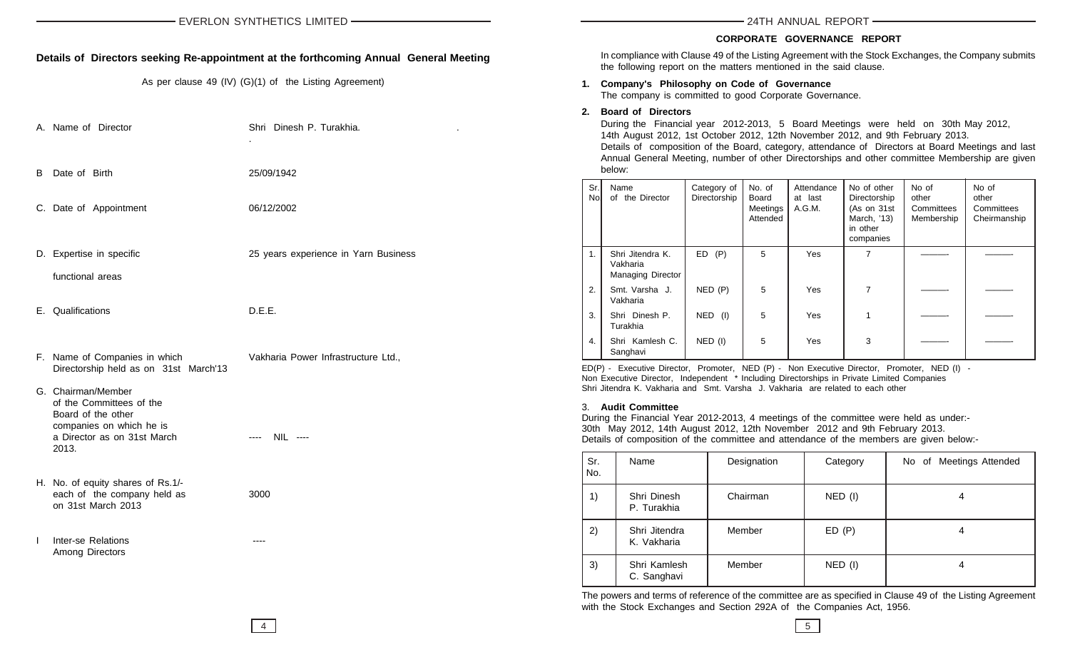## Details of Directors seeking Re-appointment at the forthcoming Annual General Meeting

As per clause 49 (IV) (G)(1) of the Listing Agreement)

| | | |
|---|---|---|
| A. | Name of Director | Shri Dinesh P. Turakhia. |
| B | Date of Birth | 25/09/1942 |
| C. | Date of Appointment | 06/12/2002 |
| D. | Expertise in specific functional areas | 25 years experience in Yarn Business |
| E. | Qualifications | D.E.E. |
| F. | Name of Companies in which Directorship held as on 31st March'13 | Vakharia Power Infrastructure Ltd., |
| G. | Chairman/Member of the Committees of the Board of the other companies on which he is a Director as on 31st March 2013. | ---- NIL ---- |
| H. | No. of equity shares of Rs.1/- each of the company held as on 31st March 2013 | 3000 |
| I | Inter-se Relations Among Directors | ---- |

## CORPORATE GOVERNANCE REPORT

In compliance with Clause 49 of the Listing Agreement with the Stock Exchanges, the Company submits the following report on the matters mentioned in the said clause.

### 1. Company's Philosophy on Code of Governance

The company is committed to good Corporate Governance.

### 2. Board of Directors

During the Financial year 2012-2013, 5 Board Meetings were held on 30th May 2012, 14th August 2012, 1st October 2012, 12th November 2012, and 9th February 2013.

Details of composition of the Board, category, attendance of Directors at Board Meetings and last Annual General Meeting, number of other Directorships and other committee Membership are given below:

| Sr. No | Name of the Director | Category of Directorship | No. of Board Meetings Attended | Attendance at last A.G.M. | No of other Directorship (As on 31st March, '13) in other companies | No of other Committees Membership | No of other Committees Cheirmanship |
|---|---|---|---|---|---|---|---|
| 1. | Shri Jitendra K. Vakharia Managing Director | ED (P) | 5 | Yes | 7 | ——— | ——— |
| 2. | Smt. Varsha J. Vakharia | NED (P) | 5 | Yes | 7 | ——— | ——— |
| 3. | Shri Dinesh P. Turakhia | NED (I) | 5 | Yes | 1 | ——— | ——— |
| 4. | Shri Kamlesh C. Sanghavi | NED (I) | 5 | Yes | 3 | ——— | ——— |

ED(P) - Executive Director, Promoter, NED (P) - Non Executive Director, Promoter, NED (I) - Non Executive Director, Independent * Including Directorships in Private Limited Companies

Shri Jitendra K. Vakharia and Smt. Varsha J. Vakharia are related to each other

### 3. Audit Committee

During the Financial Year 2012-2013, 4 meetings of the committee were held as under:- 30th May 2012, 14th August 2012, 12th November 2012 and 9th February 2013.

Details of composition of the committee and attendance of the members are given below:-

| Sr. No. | Name | Designation | Category | No of Meetings Attended |
|---|---|---|---|---|
| 1) | Shri Dinesh P. Turakhia | Chairman | NED (I) | 4 |
| 2) | Shri Jitendra K. Vakharia | Member | ED (P) | 4 |
| 3) | Shri Kamlesh C. Sanghavi | Member | NED (I) | 4 |

The powers and terms of reference of the committee are as specified in Clause 49 of the Listing Agreement with the Stock Exchanges and Section 292A of the Companies Act, 1956.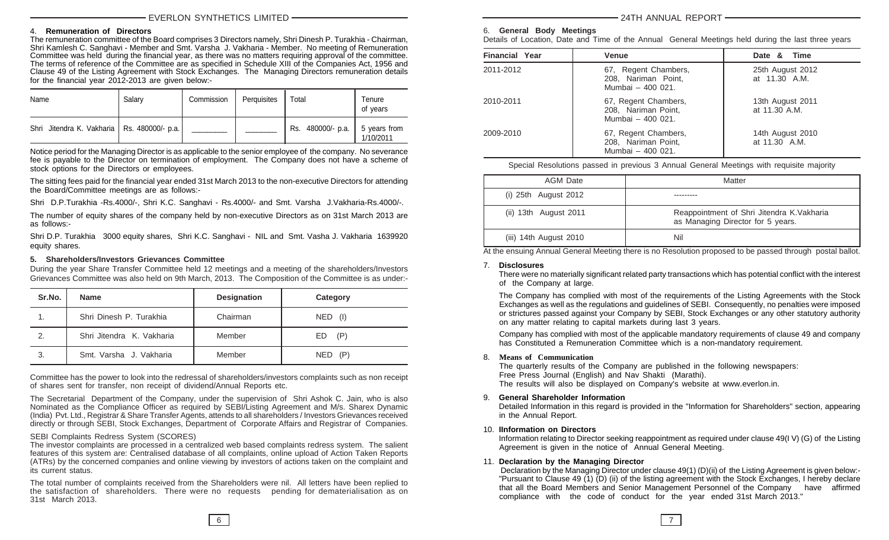4. **Remuneration of Directors**

The remuneration committee of the Board comprises 3 Directors namely, Shri Dinesh P. Turakhia - Chairman, Shri Kamlesh C. Sanghavi - Member and Smt. Varsha J. Vakharia - Member. No meeting of Remuneration Committee was held during the financial year, as there was no matters requiring approval of the committee. The terms of reference of the Committee are as specified in Schedule XIII of the Companies Act, 1956 and Clause 49 of the Listing Agreement with Stock Exchanges. The Managing Directors remuneration details for the financial year 2012-2013 are given below:-

| Name | Salary | Commission | Perquisites | Total | Tenure of years |
|---|---|---|---|---|---|
| Shri Jitendra K. Vakharia | Rs. 480000/- p.a. | ________ | ________ | Rs. 480000/- p.a. | 5 years from 1/10/2011 |

Notice period for the Managing Director is as applicable to the senior employee of the company. No severance fee is payable to the Director on termination of employment. The Company does not have a scheme of stock options for the Directors or employees.

The sitting fees paid for the financial year ended 31st March 2013 to the non-executive Directors for attending the Board/Committee meetings are as follows:-

Shri D.P.Turakhia -Rs.4000/-, Shri K.C. Sanghavi - Rs.4000/- and Smt. Varsha J.Vakharia-Rs.4000/-.

The number of equity shares of the company held by non-executive Directors as on 31st March 2013 are as follows:-

Shri D.P. Turakhia 3000 equity shares, Shri K.C. Sanghavi - NIL and Smt. Vasha J. Vakharia 1639920 equity shares.

**5. Shareholders/Investors Grievances Committee**

During the year Share Transfer Committee held 12 meetings and a meeting of the shareholders/Investors Grievances Committee was also held on 9th March, 2013. The Composition of the Committee is as under:-

| Sr.No. | Name | Designation | Category |
|---|---|---|---|
| 1. | Shri Dinesh P. Turakhia | Chairman | NED (I) |
| 2. | Shri Jitendra K. Vakharia | Member | ED (P) |
| 3. | Smt. Varsha J. Vakharia | Member | NED (P) |

Committee has the power to look into the redressal of shareholders/investors complaints such as non receipt of shares sent for transfer, non receipt of dividend/Annual Reports etc.

The Secretarial Department of the Company, under the supervision of Shri Ashok C. Jain, who is also Nominated as the Compliance Officer as required by SEBI/Listing Agreement and M/s. Sharex Dynamic (India) Pvt. Ltd., Registrar & Share Transfer Agents, attends to all shareholders / Investors Grievances received directly or through SEBI, Stock Exchanges, Department of Corporate Affairs and Registrar of Companies.

SEBI Complaints Redress System (SCORES)

The investor complaints are processed in a centralized web based complaints redress system. The salient features of this system are: Centralised database of all complaints, online upload of Action Taken Reports (ATRs) by the concerned companies and online viewing by investors of actions taken on the complaint and its current status.

The total number of complaints received from the Shareholders were nil. All letters have been replied to the satisfaction of shareholders. There were no requests pending for dematerialisation as on 31st March 2013.

6. **General Body Meetings**

Details of Location, Date and Time of the Annual General Meetings held during the last three years

| Financial Year | Venue | Date & Time |
|---|---|---|
| 2011-2012 | 67, Regent Chambers, 208, Nariman Point, Mumbai – 400 021. | 25th August 2012 at 11.30 A.M. |
| 2010-2011 | 67, Regent Chambers, 208, Nariman Point, Mumbai – 400 021. | 13th August 2011 at 11.30 A.M. |
| 2009-2010 | 67, Regent Chambers, 208, Nariman Point, Mumbai – 400 021. | 14th August 2010 at 11.30 A.M. |

Special Resolutions passed in previous 3 Annual General Meetings with requisite majority

| AGM Date | Matter |
|---|---|
| (i) 25th August 2012 | --------- |
| (ii) 13th August 2011 | Reappointment of Shri Jitendra K.Vakharia as Managing Director for 5 years. |
| (iii) 14th August 2010 | Nil |

At the ensuing Annual General Meeting there is no Resolution proposed to be passed through postal ballot.

7. **Disclosures**

There were no materially significant related party transactions which has potential conflict with the interest of the Company at large.

The Company has complied with most of the requirements of the Listing Agreements with the Stock Exchanges as well as the regulations and guidelines of SEBI. Consequently, no penalties were imposed or strictures passed against your Company by SEBI, Stock Exchanges or any other statutory authority on any matter relating to capital markets during last 3 years.

Company has complied with most of the applicable mandatory requirements of clause 49 and company has Constituted a Remuneration Committee which is a non-mandatory requirement.

8. **Means of Communication**

The quarterly results of the Company are published in the following newspapers:
Free Press Journal (English) and Nav Shakti (Marathi).
The results will also be displayed on Company's website at www.everlon.in.

9. **General Shareholder Information**

Detailed Information in this regard is provided in the "Information for Shareholders" section, appearing in the Annual Report.

10. **IInformation on Directors**

Information relating to Director seeking reappointment as required under clause 49(I V) (G) of the Listing Agreement is given in the notice of Annual General Meeting.

11. **Declaration by the Managing Director**

Declaration by the Managing Director under clause 49(1) (D)(ii) of the Listing Agreement is given below:- "Pursuant to Clause 49 (1) (D) (ii) of the listing agreement with the Stock Exchanges, I hereby declare that all the Board Members and Senior Management Personnel of the Company have affirmed compliance with the code of conduct for the year ended 31st March 2013."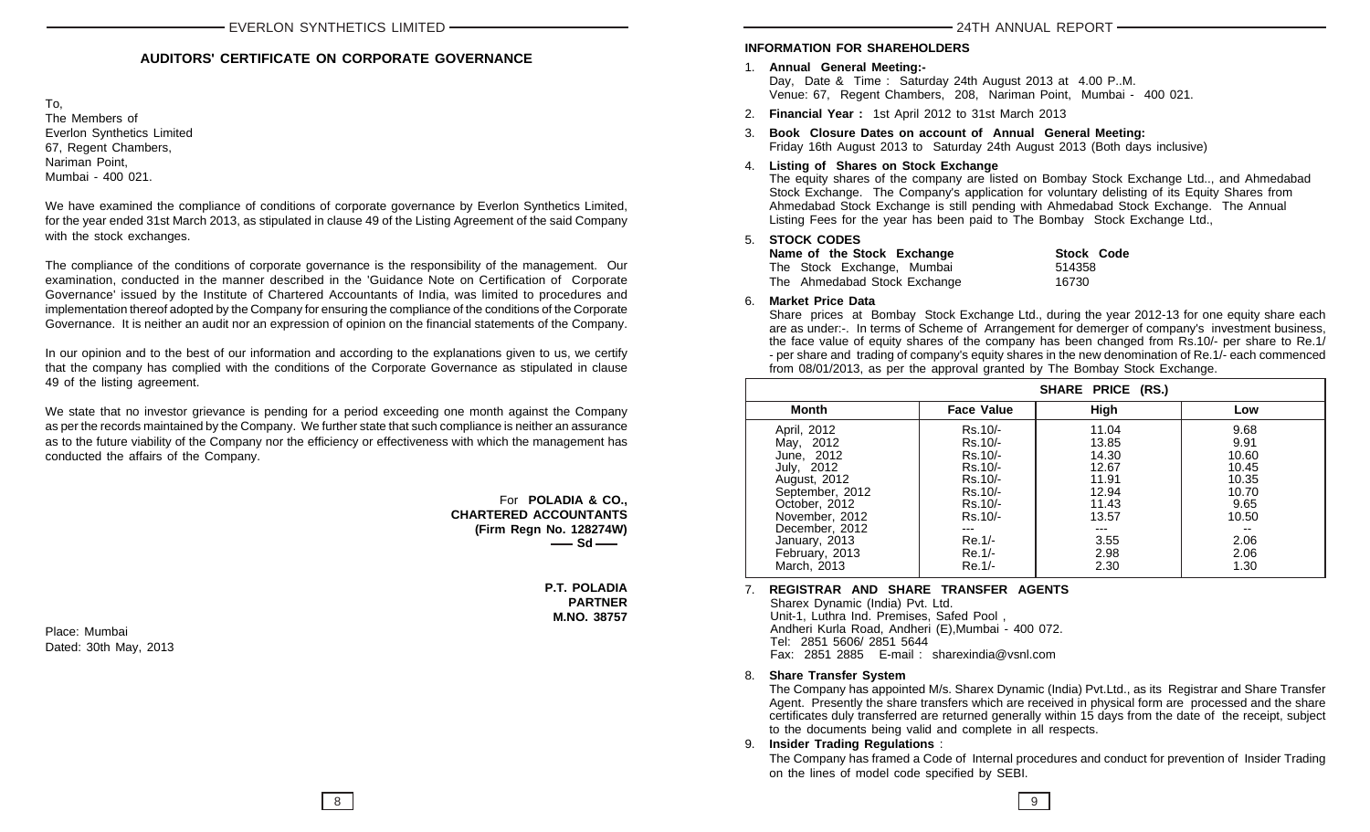## AUDITORS' CERTIFICATE ON CORPORATE GOVERNANCE

To,
The Members of
Everlon Synthetics Limited
67, Regent Chambers,
Nariman Point,
Mumbai - 400 021.

We have examined the compliance of conditions of corporate governance by Everlon Synthetics Limited, for the year ended 31st March 2013, as stipulated in clause 49 of the Listing Agreement of the said Company with the stock exchanges.

The compliance of the conditions of corporate governance is the responsibility of the management. Our examination, conducted in the manner described in the 'Guidance Note on Certification of Corporate Governance' issued by the Institute of Chartered Accountants of India, was limited to procedures and implementation thereof adopted by the Company for ensuring the compliance of the conditions of the Corporate Governance. It is neither an audit nor an expression of opinion on the financial statements of the Company.

In our opinion and to the best of our information and according to the explanations given to us, we certify that the company has complied with the conditions of the Corporate Governance as stipulated in clause 49 of the listing agreement.

We state that no investor grievance is pending for a period exceeding one month against the Company as per the records maintained by the Company. We further state that such compliance is neither an assurance as to the future viability of the Company nor the efficiency or effectiveness with which the management has conducted the affairs of the Company.

For **POLADIA & CO.,**
**CHARTERED ACCOUNTANTS**
**(Firm Regn No. 128274W)**
**—— Sd ——**

**P.T. POLADIA**
**PARTNER**
**M.NO. 38757**

Place: Mumbai
Dated: 30th May, 2013

## INFORMATION FOR SHAREHOLDERS

1. **Annual General Meeting:-**
   Day, Date & Time : Saturday 24th August 2013 at 4.00 P..M.
   Venue: 67, Regent Chambers, 208, Nariman Point, Mumbai - 400 021.

2. **Financial Year :** 1st April 2012 to 31st March 2013

3. **Book Closure Dates on account of Annual General Meeting:**
   Friday 16th August 2013 to Saturday 24th August 2013 (Both days inclusive)

4. **Listing of Shares on Stock Exchange**
   The equity shares of the company are listed on Bombay Stock Exchange Ltd.., and Ahmedabad Stock Exchange. The Company's application for voluntary delisting of its Equity Shares from Ahmedabad Stock Exchange is still pending with Ahmedabad Stock Exchange. The Annual Listing Fees for the year has been paid to The Bombay Stock Exchange Ltd.,

5. **STOCK CODES**

| Name of the Stock Exchange | Stock Code |
|---|---|
| The Stock Exchange, Mumbai | 514358 |
| The Ahmedabad Stock Exchange | 16730 |

6. **Market Price Data**
   Share prices at Bombay Stock Exchange Ltd., during the year 2012-13 for one equity share each are as under:-. In terms of Scheme of Arrangement for demerger of company's investment business, the face value of equity shares of the company has been changed from Rs.10/- per share to Re.1/- per share and trading of company's equity shares in the new denomination of Re.1/- each commenced from 08/01/2013, as per the approval granted by The Bombay Stock Exchange.

| | | SHARE PRICE (RS.) | |
|---|---|---|---|
| **Month** | **Face Value** | **High** | **Low** |
| April, 2012 | Rs.10/- | 11.04 | 9.68 |
| May, 2012 | Rs.10/- | 13.85 | 9.91 |
| June, 2012 | Rs.10/- | 14.30 | 10.60 |
| July, 2012 | Rs.10/- | 12.67 | 10.45 |
| August, 2012 | Rs.10/- | 11.91 | 10.35 |
| September, 2012 | Rs.10/- | 12.94 | 10.70 |
| October, 2012 | Rs.10/- | 11.43 | 9.65 |
| November, 2012 | Rs.10/- | 13.57 | 10.50 |
| December, 2012 | --- | --- | -- |
| January, 2013 | Re.1/- | 3.55 | 2.06 |
| February, 2013 | Re.1/- | 2.98 | 2.06 |
| March, 2013 | Re.1/- | 2.30 | 1.30 |

7. **REGISTRAR AND SHARE TRANSFER AGENTS**
   Sharex Dynamic (India) Pvt. Ltd.
   Unit-1, Luthra Ind. Premises, Safed Pool ,
   Andheri Kurla Road, Andheri (E),Mumbai - 400 072.
   Tel: 2851 5606/ 2851 5644
   Fax: 2851 2885 E-mail : sharexindia@vsnl.com

8. **Share Transfer System**
   The Company has appointed M/s. Sharex Dynamic (India) Pvt.Ltd., as its Registrar and Share Transfer Agent. Presently the share transfers which are received in physical form are processed and the share certificates duly transferred are returned generally within 15 days from the date of the receipt, subject to the documents being valid and complete in all respects.

9. **Insider Trading Regulations** :
   The Company has framed a Code of Internal procedures and conduct for prevention of Insider Trading on the lines of model code specified by SEBI.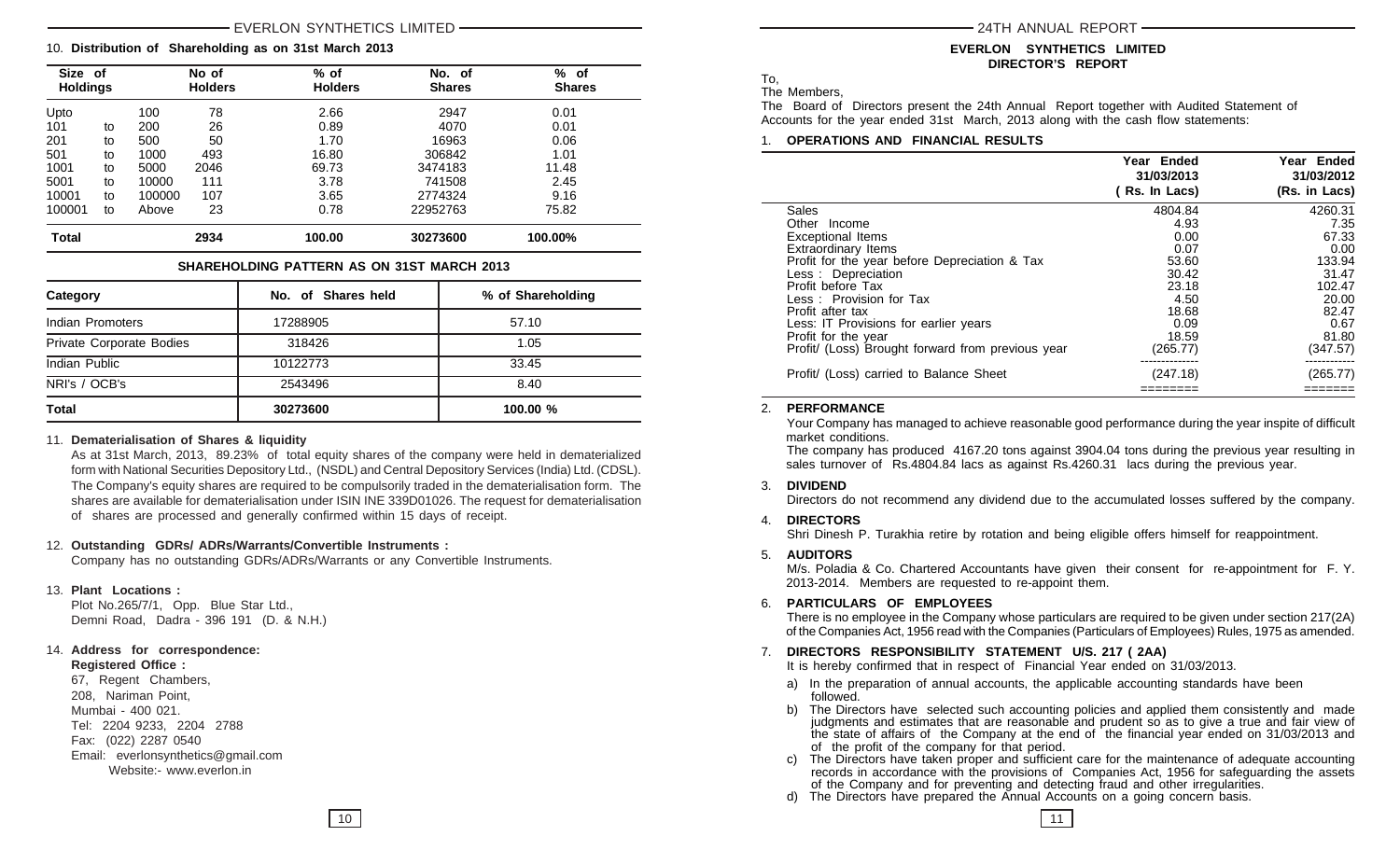## 10. Distribution of Shareholding as on 31st March 2013

| Size of Holdings | | | No of Holders | % of Holders | No. of Shares | % of Shares |
|---|---|---|---|---|---|---|
| Upto | | 100 | 78 | 2.66 | 2947 | 0.01 |
| 101 | to | 200 | 26 | 0.89 | 4070 | 0.01 |
| 201 | to | 500 | 50 | 1.70 | 16963 | 0.06 |
| 501 | to | 1000 | 493 | 16.80 | 306842 | 1.01 |
| 1001 | to | 5000 | 2046 | 69.73 | 3474183 | 11.48 |
| 5001 | to | 10000 | 111 | 3.78 | 741508 | 2.45 |
| 10001 | to | 100000 | 107 | 3.65 | 2774324 | 9.16 |
| 100001 | to | Above | 23 | 0.78 | 22952763 | 75.82 |
| **Total** | | | **2934** | **100.00** | **30273600** | **100.00%** |

**SHAREHOLDING PATTERN AS ON 31ST MARCH 2013**

| Category | No. of Shares held | % of Shareholding |
|---|---|---|
| Indian Promoters | 17288905 | 57.10 |
| Private Corporate Bodies | 318426 | 1.05 |
| Indian Public | 10122773 | 33.45 |
| NRI's / OCB's | 2543496 | 8.40 |
| **Total** | **30273600** | **100.00 %** |

## 11. Dematerialisation of Shares & liquidity

As at 31st March, 2013, 89.23% of total equity shares of the company were held in dematerialized form with National Securities Depository Ltd., (NSDL) and Central Depository Services (India) Ltd. (CDSL). The Company's equity shares are required to be compulsorily traded in the dematerialisation form. The shares are available for dematerialisation under ISIN INE 339D01026. The request for dematerialisation of shares are processed and generally confirmed within 15 days of receipt.

## 12. Outstanding GDRs/ ADRs/Warrants/Convertible Instruments :

Company has no outstanding GDRs/ADRs/Warrants or any Convertible Instruments.

## 13. Plant Locations :

Plot No.265/7/1, Opp. Blue Star Ltd.,
Demni Road, Dadra - 396 191 (D. & N.H.)

## 14. Address for correspondence:

**Registered Office :**

67, Regent Chambers,
208, Nariman Point,
Mumbai - 400 021.
Tel: 2204 9233, 2204 2788
Fax: (022) 2287 0540
Email: everlonsynthetics@gmail.com
Website:- www.everlon.in

# EVERLON SYNTHETICS LIMITED
## DIRECTOR'S REPORT

To,
The Members,

The Board of Directors present the 24th Annual Report together with Audited Statement of Accounts for the year ended 31st March, 2013 along with the cash flow statements:

### 1. OPERATIONS AND FINANCIAL RESULTS

| | Year Ended 31/03/2013 ( Rs. In Lacs) | Year Ended 31/03/2012 (Rs. in Lacs) |
|---|---|---|
| Sales | 4804.84 | 4260.31 |
| Other Income | 4.93 | 7.35 |
| Exceptional Items | 0.00 | 67.33 |
| Extraordinary Items | 0.07 | 0.00 |
| Profit for the year before Depreciation & Tax | 53.60 | 133.94 |
| Less : Depreciation | 30.42 | 31.47 |
| Profit before Tax | 23.18 | 102.47 |
| Less : Provision for Tax | 4.50 | 20.00 |
| Profit after tax | 18.68 | 82.47 |
| Less: IT Provisions for earlier years | 0.09 | 0.67 |
| Profit for the year | 18.59 | 81.80 |
| Profit/ (Loss) Brought forward from previous year | (265.77) | (347.57) |
| Profit/ (Loss) carried to Balance Sheet | (247.18) | (265.77) |

### 2. PERFORMANCE

Your Company has managed to achieve reasonable good performance during the year inspite of difficult market conditions.

The company has produced 4167.20 tons against 3904.04 tons during the previous year resulting in sales turnover of Rs.4804.84 lacs as against Rs.4260.31 lacs during the previous year.

### 3. DIVIDEND

Directors do not recommend any dividend due to the accumulated losses suffered by the company.

### 4. DIRECTORS

Shri Dinesh P. Turakhia retire by rotation and being eligible offers himself for reappointment.

### 5. AUDITORS

M/s. Poladia & Co. Chartered Accountants have given their consent for re-appointment for F. Y. 2013-2014. Members are requested to re-appoint them.

### 6. PARTICULARS OF EMPLOYEES

There is no employee in the Company whose particulars are required to be given under section 217(2A) of the Companies Act, 1956 read with the Companies (Particulars of Employees) Rules, 1975 as amended.

### 7. DIRECTORS RESPONSIBILITY STATEMENT U/S. 217 ( 2AA)

It is hereby confirmed that in respect of Financial Year ended on 31/03/2013.

a) In the preparation of annual accounts, the applicable accounting standards have been followed.

b) The Directors have selected such accounting policies and applied them consistently and made judgments and estimates that are reasonable and prudent so as to give a true and fair view of the state of affairs of the Company at the end of the financial year ended on 31/03/2013 and of the profit of the company for that period.

c) The Directors have taken proper and sufficient care for the maintenance of adequate accounting records in accordance with the provisions of Companies Act, 1956 for safeguarding the assets of the Company and for preventing and detecting fraud and other irregularities.

d) The Directors have prepared the Annual Accounts on a going concern basis.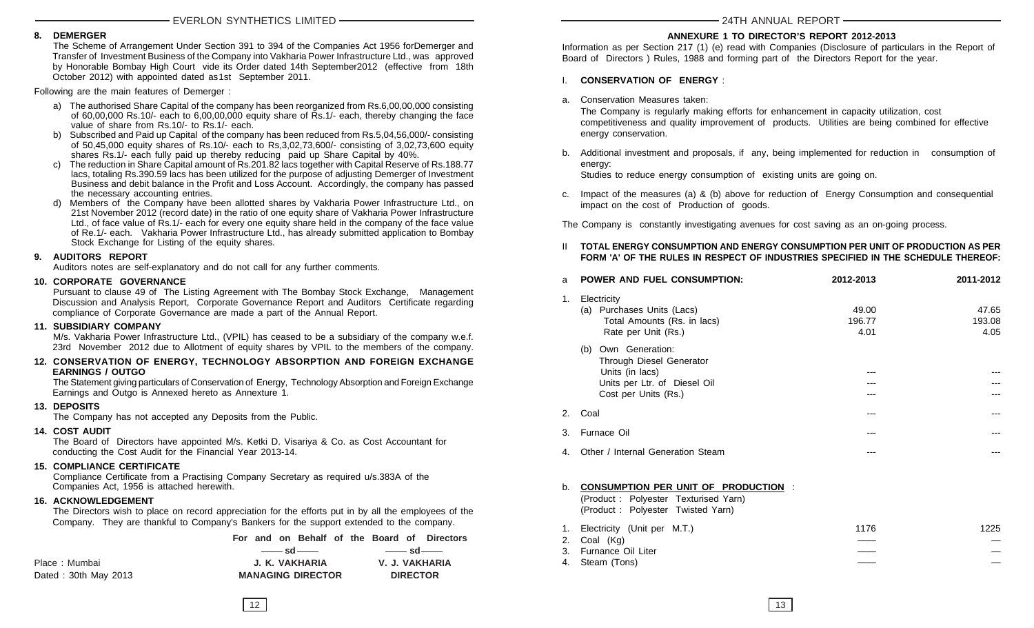## 8. DEMERGER

The Scheme of Arrangement Under Section 391 to 394 of the Companies Act 1956 forDemerger and Transfer of Investment Business of the Company into Vakharia Power Infrastructure Ltd., was approved by Honorable Bombay High Court vide its Order dated 14th September2012 (effective from 18th October 2012) with appointed dated as1st September 2011.

Following are the main features of Demerger :

a) The authorised Share Capital of the company has been reorganized from Rs.6,00,00,000 consisting of 60,00,000 Rs.10/- each to 6,00,00,000 equity share of Rs.1/- each, thereby changing the face value of share from Rs.10/- to Rs.1/- each.

b) Subscribed and Paid up Capital of the company has been reduced from Rs.5,04,56,000/- consisting of 50,45,000 equity shares of Rs.10/- each to Rs,3,02,73,600/- consisting of 3,02,73,600 equity shares Rs.1/- each fully paid up thereby reducing paid up Share Capital by 40%.

c) The reduction in Share Capital amount of Rs.201.82 lacs together with Capital Reserve of Rs.188.77 lacs, totaling Rs.390.59 lacs has been utilized for the purpose of adjusting Demerger of Investment Business and debit balance in the Profit and Loss Account. Accordingly, the company has passed the necessary accounting entries.

d) Members of the Company have been allotted shares by Vakharia Power Infrastructure Ltd., on 21st November 2012 (record date) in the ratio of one equity share of Vakharia Power Infrastructure Ltd., of face value of Rs.1/- each for every one equity share held in the company of the face value of Re.1/- each. Vakharia Power Infrastructure Ltd., has already submitted application to Bombay Stock Exchange for Listing of the equity shares.

## 9. AUDITORS REPORT

Auditors notes are self-explanatory and do not call for any further comments.

## 10. CORPORATE GOVERNANCE

Pursuant to clause 49 of The Listing Agreement with The Bombay Stock Exchange, Management Discussion and Analysis Report, Corporate Governance Report and Auditors Certificate regarding compliance of Corporate Governance are made a part of the Annual Report.

## 11. SUBSIDIARY COMPANY

M/s. Vakharia Power Infrastructure Ltd., (VPIL) has ceased to be a subsidiary of the company w.e.f. 23rd November 2012 due to Allotment of equity shares by VPIL to the members of the company.

## 12. CONSERVATION OF ENERGY, TECHNOLOGY ABSORPTION AND FOREIGN EXCHANGE EARNINGS / OUTGO

The Statement giving particulars of Conservation of Energy, Technology Absorption and Foreign Exchange Earnings and Outgo is Annexed hereto as Annexture 1.

## 13. DEPOSITS

The Company has not accepted any Deposits from the Public.

## 14. COST AUDIT

The Board of Directors have appointed M/s. Ketki D. Visariya & Co. as Cost Accountant for conducting the Cost Audit for the Financial Year 2013-14.

## 15. COMPLIANCE CERTIFICATE

Compliance Certificate from a Practising Company Secretary as required u/s.383A of the Companies Act, 1956 is attached herewith.

## 16. ACKNOWLEDGEMENT

The Directors wish to place on record appreciation for the efforts put in by all the employees of the Company. They are thankful to Company's Bankers for the support extended to the company.

**For and on Behalf of the Board of Directors**

| | —— sd —— | —— sd —— |
|---|---|---|
| Place : Mumbai | **J. K. VAKHARIA** | **V. J. VAKHARIA** |
| Dated : 30th May 2013 | **MANAGING DIRECTOR** | **DIRECTOR** |

## ANNEXURE 1 TO DIRECTOR'S REPORT 2012-2013

Information as per Section 217 (1) (e) read with Companies (Disclosure of particulars in the Report of Board of Directors ) Rules, 1988 and forming part of the Directors Report for the year.

### I. CONSERVATION OF ENERGY :

a. Conservation Measures taken:
The Company is regularly making efforts for enhancement in capacity utilization, cost competitiveness and quality improvement of products. Utilities are being combined for effective energy conservation.

b. Additional investment and proposals, if any, being implemented for reduction in consumption of energy:
Studies to reduce energy consumption of existing units are going on.

c. Impact of the measures (a) & (b) above for reduction of Energy Consumption and consequential impact on the cost of Production of goods.

The Company is constantly investigating avenues for cost saving as an on-going process.

### II TOTAL ENERGY CONSUMPTION AND ENERGY CONSUMPTION PER UNIT OF PRODUCTION AS PER FORM 'A' OF THE RULES IN RESPECT OF INDUSTRIES SPECIFIED IN THE SCHEDULE THEREOF:

| a POWER AND FUEL CONSUMPTION: | 2012-2013 | 2011-2012 |
|---|---|---|
| 1. Electricity | | |
| (a) Purchases Units (Lacs) | 49.00 | 47.65 |
| Total Amounts (Rs. in lacs) | 196.77 | 193.08 |
| Rate per Unit (Rs.) | 4.01 | 4.05 |
| (b) Own Generation: Through Diesel Generator | | |
| Units (in lacs) | --- | --- |
| Units per Ltr. of Diesel Oil | --- | --- |
| Cost per Units (Rs.) | --- | --- |
| 2. Coal | --- | --- |
| 3. Furnace Oil | --- | --- |
| 4. Other / Internal Generation Steam | --- | --- |

b. **CONSUMPTION PER UNIT OF PRODUCTION** :
(Product : Polyester Texturised Yarn)
(Product : Polyester Twisted Yarn)

| | 2012-2013 | 2011-2012 |
|---|---|---|
| 1. Electricity (Unit per M.T.) | 1176 | 1225 |
| 2. Coal (Kg) | —— | — |
| 3. Furnance Oil Liter | —— | — |
| 4. Steam (Tons) | —— | — |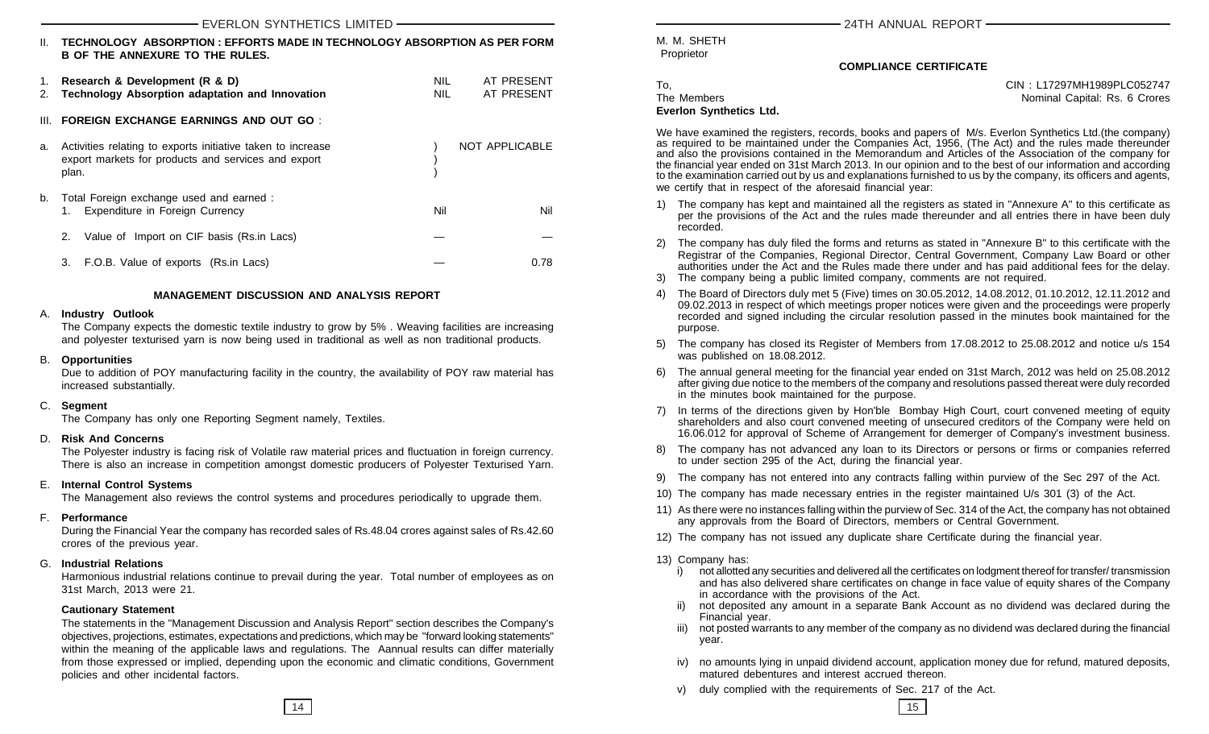II. **TECHNOLOGY ABSORPTION : EFFORTS MADE IN TECHNOLOGY ABSORPTION AS PER FORM B OF THE ANNEXURE TO THE RULES.**

| | | | |
|---|---|---|---|
| 1. | **Research & Development (R & D)** | NIL | AT PRESENT |
| 2. | **Technology Absorption adaptation and Innovation** | NIL | AT PRESENT |

III. **FOREIGN EXCHANGE EARNINGS AND OUT GO** :

a. Activities relating to exports initiative taken to increase export markets for products and services and export plan. ) NOT APPLICABLE

b. Total Foreign exchange used and earned :

| | | |
|---|---|---|
| 1. Expenditure in Foreign Currency | Nil | Nil |
| 2. Value of Import on CIF basis (Rs.in Lacs) | — | — |
| 3. F.O.B. Value of exports (Rs.in Lacs) | — | 0.78 |

### MANAGEMENT DISCUSSION AND ANALYSIS REPORT

A. **Industry Outlook**

The Company expects the domestic textile industry to grow by 5% . Weaving facilities are increasing and polyester texturised yarn is now being used in traditional as well as non traditional products.

B. **Opportunities**

Due to addition of POY manufacturing facility in the country, the availability of POY raw material has increased substantially.

C. **Segment**

The Company has only one Reporting Segment namely, Textiles.

D. **Risk And Concerns**

The Polyester industry is facing risk of Volatile raw material prices and fluctuation in foreign currency. There is also an increase in competition amongst domestic producers of Polyester Texturised Yarn.

E. **Internal Control Systems**

The Management also reviews the control systems and procedures periodically to upgrade them.

F. **Performance**

During the Financial Year the company has recorded sales of Rs.48.04 crores against sales of Rs.42.60 crores of the previous year.

G. **Industrial Relations**

Harmonious industrial relations continue to prevail during the year. Total number of employees as on 31st March, 2013 were 21.

**Cautionary Statement**

The statements in the "Management Discussion and Analysis Report" section describes the Company's objectives, projections, estimates, expectations and predictions, which may be "forward looking statements" within the meaning of the applicable laws and regulations. The Aannual results can differ materially from those expressed or implied, depending upon the economic and climatic conditions, Government policies and other incidental factors.

M. M. SHETH
Proprietor

### COMPLIANCE CERTIFICATE

To,
The Members
**Everlon Synthetics Ltd.**

CIN : L17297MH1989PLC052747
Nominal Capital: Rs. 6 Crores

We have examined the registers, records, books and papers of M/s. Everlon Synthetics Ltd.(the company) as required to be maintained under the Companies Act, 1956, (The Act) and the rules made thereunder and also the provisions contained in the Memorandum and Articles of the Association of the company for the financial year ended on 31st March 2013. In our opinion and to the best of our information and according to the examination carried out by us and explanations furnished to us by the company, its officers and agents, we certify that in respect of the aforesaid financial year:

1) The company has kept and maintained all the registers as stated in "Annexure A" to this certificate as per the provisions of the Act and the rules made thereunder and all entries there in have been duly recorded.
2) The company has duly filed the forms and returns as stated in "Annexure B" to this certificate with the Registrar of the Companies, Regional Director, Central Government, Company Law Board or other authorities under the Act and the Rules made there under and has paid additional fees for the delay.
3) The company being a public limited company, comments are not required.
4) The Board of Directors duly met 5 (Five) times on 30.05.2012, 14.08.2012, 01.10.2012, 12.11.2012 and 09.02.2013 in respect of which meetings proper notices were given and the proceedings were properly recorded and signed including the circular resolution passed in the minutes book maintained for the purpose.
5) The company has closed its Register of Members from 17.08.2012 to 25.08.2012 and notice u/s 154 was published on 18.08.2012.
6) The annual general meeting for the financial year ended on 31st March, 2012 was held on 25.08.2012 after giving due notice to the members of the company and resolutions passed thereat were duly recorded in the minutes book maintained for the purpose.
7) In terms of the directions given by Hon'ble Bombay High Court, court convened meeting of equity shareholders and also court convened meeting of unsecured creditors of the Company were held on 16.06.012 for approval of Scheme of Arrangement for demerger of Company's investment business.
8) The company has not advanced any loan to its Directors or persons or firms or companies referred to under section 295 of the Act, during the financial year.
9) The company has not entered into any contracts falling within purview of the Sec 297 of the Act.
10) The company has made necessary entries in the register maintained U/s 301 (3) of the Act.
11) As there were no instances falling within the purview of Sec. 314 of the Act, the company has not obtained any approvals from the Board of Directors, members or Central Government.
12) The company has not issued any duplicate share Certificate during the financial year.
13) Company has:
    i) not allotted any securities and delivered all the certificates on lodgment thereof for transfer/ transmission and has also delivered share certificates on change in face value of equity shares of the Company in accordance with the provisions of the Act.
    ii) not deposited any amount in a separate Bank Account as no dividend was declared during the Financial year.
    iii) not posted warrants to any member of the company as no dividend was declared during the financial year.
    iv) no amounts lying in unpaid dividend account, application money due for refund, matured deposits, matured debentures and interest accrued thereon.
    v) duly complied with the requirements of Sec. 217 of the Act.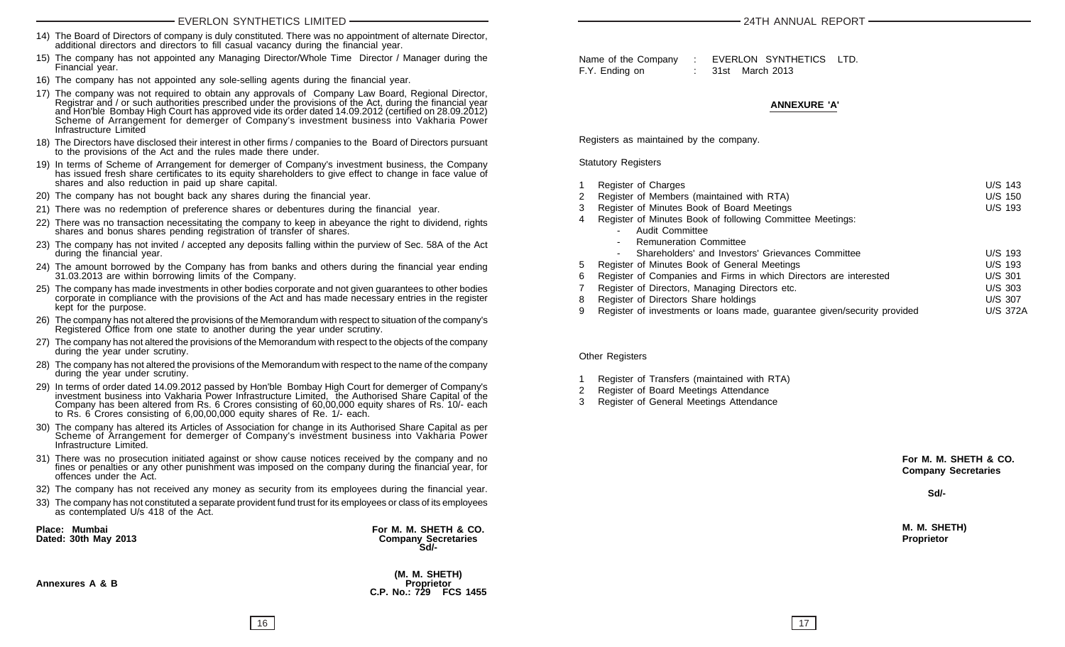14) The Board of Directors of company is duly constituted. There was no appointment of alternate Director, additional directors and directors to fill casual vacancy during the financial year.

15) The company has not appointed any Managing Director/Whole Time Director / Manager during the Financial year.

16) The company has not appointed any sole-selling agents during the financial year.

17) The company was not required to obtain any approvals of Company Law Board, Regional Director, Registrar and / or such authorities prescribed under the provisions of the Act, during the financial year and Hon'ble Bombay High Court has approved vide its order dated 14.09.2012 (certified on 28.09.2012) Scheme of Arrangement for demerger of Company's investment business into Vakharia Power Infrastructure Limited

18) The Directors have disclosed their interest in other firms / companies to the Board of Directors pursuant to the provisions of the Act and the rules made there under.

19) In terms of Scheme of Arrangement for demerger of Company's investment business, the Company has issued fresh share certificates to its equity shareholders to give effect to change in face value of shares and also reduction in paid up share capital.

20) The company has not bought back any shares during the financial year.

21) There was no redemption of preference shares or debentures during the financial year.

22) There was no transaction necessitating the company to keep in abeyance the right to dividend, rights shares and bonus shares pending registration of transfer of shares.

23) The company has not invited / accepted any deposits falling within the purview of Sec. 58A of the Act during the financial year.

24) The amount borrowed by the Company has from banks and others during the financial year ending 31.03.2013 are within borrowing limits of the Company.

25) The company has made investments in other bodies corporate and not given guarantees to other bodies corporate in compliance with the provisions of the Act and has made necessary entries in the register kept for the purpose.

26) The company has not altered the provisions of the Memorandum with respect to situation of the company's Registered Office from one state to another during the year under scrutiny.

27) The company has not altered the provisions of the Memorandum with respect to the objects of the company during the year under scrutiny.

28) The company has not altered the provisions of the Memorandum with respect to the name of the company during the year under scrutiny.

29) In terms of order dated 14.09.2012 passed by Hon'ble Bombay High Court for demerger of Company's investment business into Vakharia Power Infrastructure Limited, the Authorised Share Capital of the Company has been altered from Rs. 6 Crores consisting of 60,00,000 equity shares of Rs. 10/- each to Rs. 6 Crores consisting of 6,00,00,000 equity shares of Re. 1/- each.

30) The company has altered its Articles of Association for change in its Authorised Share Capital as per Scheme of Arrangement for demerger of Company's investment business into Vakharia Power Infrastructure Limited.

31) There was no prosecution initiated against or show cause notices received by the company and no fines or penalties or any other punishment was imposed on the company during the financial year, for offences under the Act.

32) The company has not received any money as security from its employees during the financial year.

33) The company has not constituted a separate provident fund trust for its employees or class of its employees as contemplated U/s 418 of the Act.

**Place: Mumbai**
**Dated: 30th May 2013**

**For M. M. SHETH & CO.**
**Company Secretaries**
**Sd/-**

**(M. M. SHETH)**
**Proprietor**
**C.P. No.: 729 FCS 1455**

**Annexures A & B**

Name of the Company : EVERLON SYNTHETICS LTD.
F.Y. Ending on : 31st March 2013

## ANNEXURE 'A'

Registers as maintained by the company.

Statutory Registers

| | | |
|---|---|---|
| 1 | Register of Charges | U/S 143 |
| 2 | Register of Members (maintained with RTA) | U/S 150 |
| 3 | Register of Minutes Book of Board Meetings | U/S 193 |
| 4 | Register of Minutes Book of following Committee Meetings:<br>- Audit Committee<br>- Remuneration Committee<br>- Shareholders' and Investors' Grievances Committee | U/S 193 |
| 5 | Register of Minutes Book of General Meetings | U/S 193 |
| 6 | Register of Companies and Firms in which Directors are interested | U/S 301 |
| 7 | Register of Directors, Managing Directors etc. | U/S 303 |
| 8 | Register of Directors Share holdings | U/S 307 |
| 9 | Register of investments or loans made, guarantee given/security provided | U/S 372A |

Other Registers

1. Register of Transfers (maintained with RTA)
2. Register of Board Meetings Attendance
3. Register of General Meetings Attendance

**For M. M. SHETH & CO.**
**Company Secretaries**

**Sd/-**

**M. M. SHETH)**
**Proprietor**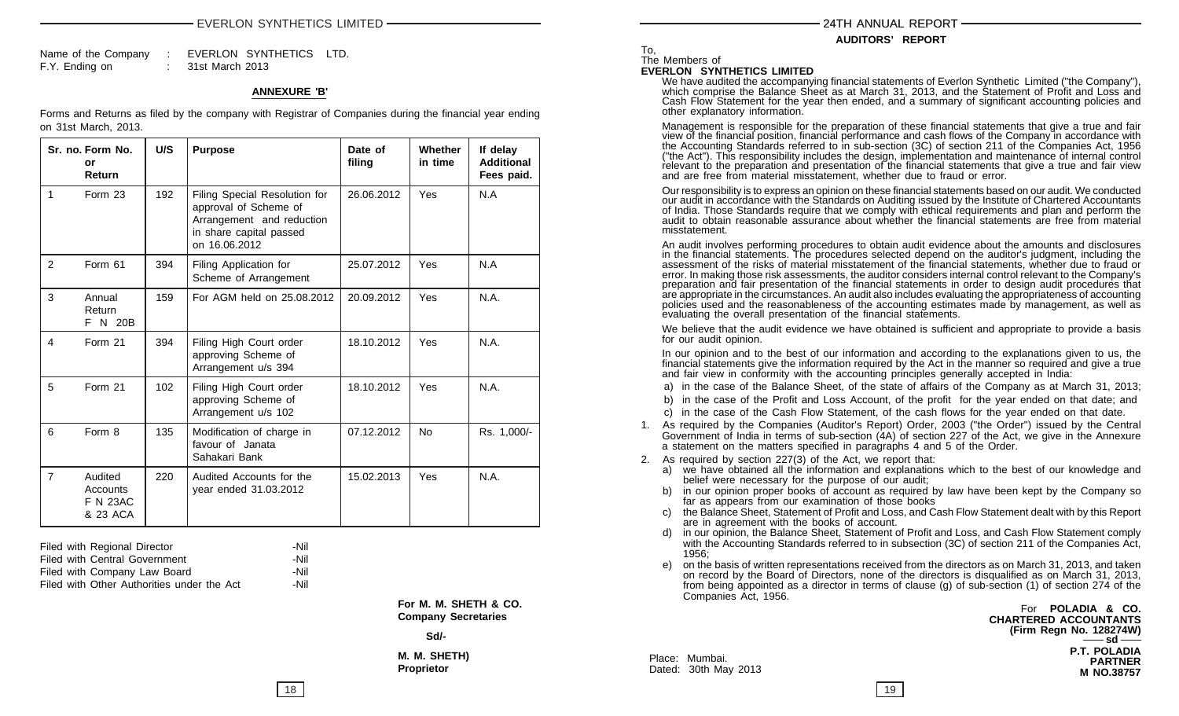Name of the Company : EVERLON SYNTHETICS LTD.
F.Y. Ending on : 31st March 2013

## ANNEXURE 'B'

Forms and Returns as filed by the company with Registrar of Companies during the financial year ending on 31st March, 2013.

| Sr. no. | Form No. or Return | U/S | Purpose | Date of filing | Whether in time | If delay Additional Fees paid. |
|---|---|---|---|---|---|---|
| 1 | Form 23 | 192 | Filing Special Resolution for approval of Scheme of Arrangement and reduction in share capital passed on 16.06.2012 | 26.06.2012 | Yes | N.A |
| 2 | Form 61 | 394 | Filing Application for Scheme of Arrangement | 25.07.2012 | Yes | N.A |
| 3 | Annual Return F N 20B | 159 | For AGM held on 25.08.2012 | 20.09.2012 | Yes | N.A. |
| 4 | Form 21 | 394 | Filing High Court order approving Scheme of Arrangement u/s 394 | 18.10.2012 | Yes | N.A. |
| 5 | Form 21 | 102 | Filing High Court order approving Scheme of Arrangement u/s 102 | 18.10.2012 | Yes | N.A. |
| 6 | Form 8 | 135 | Modification of charge in favour of Janata Sahakari Bank | 07.12.2012 | No | Rs. 1,000/- |
| 7 | Audited Accounts F N 23AC & 23 ACA | 220 | Audited Accounts for the year ended 31.03.2012 | 15.02.2013 | Yes | N.A. |

Filed with Regional Director -Nil
Filed with Central Government -Nil
Filed with Company Law Board -Nil
Filed with Other Authorities under the Act -Nil

**For M. M. SHETH & CO.**
**Company Secretaries**

**Sd/-**

**M. M. SHETH)**
**Proprietor**

## AUDITORS' REPORT

To,
The Members of
**EVERLON SYNTHETICS LIMITED**

We have audited the accompanying financial statements of Everlon Synthetic Limited ("the Company"), which comprise the Balance Sheet as at March 31, 2013, and the Statement of Profit and Loss and Cash Flow Statement for the year then ended, and a summary of significant accounting policies and other explanatory information.

Management is responsible for the preparation of these financial statements that give a true and fair view of the financial position, financial performance and cash flows of the Company in accordance with the Accounting Standards referred to in sub-section (3C) of section 211 of the Companies Act, 1956 ("the Act"). This responsibility includes the design, implementation and maintenance of internal control relevant to the preparation and presentation of the financial statements that give a true and fair view and are free from material misstatement, whether due to fraud or error.

Our responsibility is to express an opinion on these financial statements based on our audit. We conducted our audit in accordance with the Standards on Auditing issued by the Institute of Chartered Accountants of India. Those Standards require that we comply with ethical requirements and plan and perform the audit to obtain reasonable assurance about whether the financial statements are free from material misstatement.

An audit involves performing procedures to obtain audit evidence about the amounts and disclosures in the financial statements. The procedures selected depend on the auditor's judgment, including the assessment of the risks of material misstatement of the financial statements, whether due to fraud or error. In making those risk assessments, the auditor considers internal control relevant to the Company's preparation and fair presentation of the financial statements in order to design audit procedures that are appropriate in the circumstances. An audit also includes evaluating the appropriateness of accounting policies used and the reasonableness of the accounting estimates made by management, as well as evaluating the overall presentation of the financial statements.

We believe that the audit evidence we have obtained is sufficient and appropriate to provide a basis for our audit opinion.

In our opinion and to the best of our information and according to the explanations given to us, the financial statements give the information required by the Act in the manner so required and give a true and fair view in conformity with the accounting principles generally accepted in India:

a) in the case of the Balance Sheet, of the state of affairs of the Company as at March 31, 2013;
b) in the case of the Profit and Loss Account, of the profit for the year ended on that date; and
c) in the case of the Cash Flow Statement, of the cash flows for the year ended on that date.

1. As required by the Companies (Auditor's Report) Order, 2003 ("the Order") issued by the Central Government of India in terms of sub-section (4A) of section 227 of the Act, we give in the Annexure a statement on the matters specified in paragraphs 4 and 5 of the Order.
2. As required by section 227(3) of the Act, we report that:
   a) we have obtained all the information and explanations which to the best of our knowledge and belief were necessary for the purpose of our audit;
   b) in our opinion proper books of account as required by law have been kept by the Company so far as appears from our examination of those books
   c) the Balance Sheet, Statement of Profit and Loss, and Cash Flow Statement dealt with by this Report are in agreement with the books of account.
   d) in our opinion, the Balance Sheet, Statement of Profit and Loss, and Cash Flow Statement comply with the Accounting Standards referred to in subsection (3C) of section 211 of the Companies Act, 1956;
   e) on the basis of written representations received from the directors as on March 31, 2013, and taken on record by the Board of Directors, none of the directors is disqualified as on March 31, 2013, from being appointed as a director in terms of clause (g) of sub-section (1) of section 274 of the Companies Act, 1956.

For **POLADIA & CO.**
**CHARTERED ACCOUNTANTS**
**(Firm Regn No. 128274W)**
**—— sd ——**
**P.T. POLADIA**
**PARTNER**
**M NO.38757**

Place: Mumbai.
Dated: 30th May 2013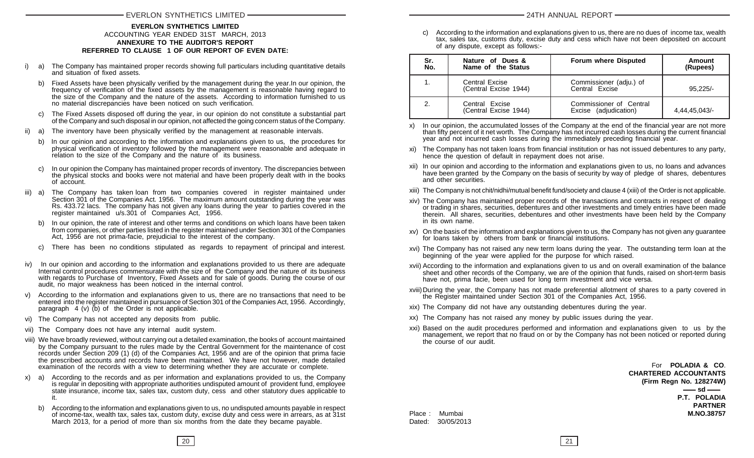**EVERLON SYNTHETICS LIMITED**

ACCOUNTING YEAR ENDED 31ST MARCH, 2013

**ANNEXURE TO THE AUDITOR'S REPORT**

**REFERRED TO CLAUSE 1 OF OUR REPORT OF EVEN DATE:**

i) a) The Company has maintained proper records showing full particulars including quantitative details and situation of fixed assets.

b) Fixed Assets have been physically verified by the management during the year.In our opinion, the frequency of verification of the fixed assets by the management is reasonable having regard to the size of the Company and the nature of the assets. According to information furnished to us no material discrepancies have been noticed on such verification.

c) The Fixed Assets disposed off during the year, in our opinion do not constitute a substantial part of the Company and such disposal in our opinion, not affected the going concern status of the Company.

ii) a) The inventory have been physically verified by the management at reasonable intervals.

b) In our opinion and according to the information and explanations given to us, the procedures for physical verification of inventory followed by the management were reasonable and adequate in relation to the size of the Company and the nature of its business.

c) In our opinion the Company has maintained proper records of inventory. The discrepancies between the physical stocks and books were not material and have been properly dealt with in the books of account.

iii) a) The Company has taken loan from two companies covered in register maintained under Section 301 of the Companies Act. 1956. The maximum amount outstanding during the year was Rs. 433.72 lacs. The company has not given any loans during the year to parties covered in the register maintained u/s.301 of Companies Act, 1956.

b) In our opinion, the rate of interest and other terms and conditions on which loans have been taken from companies, or other parties listed in the register maintained under Section 301 of the Companies Act, 1956 are not prima-facie, prejudicial to the interest of the company.

c) There has been no conditions stipulated as regards to repayment of principal and interest.

iv) In our opinion and according to the information and explanations provided to us there are adequate Internal control procedures commensurate with the size of the Company and the nature of its business with regards to Purchase of Inventory, Fixed Assets and for sale of goods. During the course of our audit, no major weakness has been noticed in the internal control.

v) According to the information and explanations given to us, there are no transactions that need to be entered into the register maintained in pursuance of Section 301 of the Companies Act, 1956. Accordingly, paragraph 4 (v) (b) of the Order is not applicable.

vi) The Company has not accepted any deposits from public.

vii) The Company does not have any internal audit system.

viii) We have broadly reviewed, without carrying out a detailed examination, the books of account maintained by the Company pursuant to the rules made by the Central Government for the maintenance of cost records under Section 209 (1) (d) of the Companies Act, 1956 and are of the opinion that prima facie the prescribed accounts and records have been maintained. We have not however, made detailed examination of the records with a view to determining whether they are accurate or complete.

x) a) According to the records and as per information and explanations provided to us, the Company is regular in depositing with appropriate authorities undisputed amount of provident fund, employee state insurance, income tax, sales tax, custom duty, cess and other statutory dues applicable to it.

b) According to the information and explanations given to us, no undisputed amounts payable in respect of income-tax, wealth tax, sales tax, custom duty, excise duty and cess were in arrears, as at 31st March 2013, for a period of more than six months from the date they became payable.

c) According to the information and explanations given to us, there are no dues of income tax, wealth tax, sales tax, customs duty, excise duty and cess which have not been deposited on account of any dispute, except as follows:-

| Sr. No. | Nature of Dues & Name of the Status | Forum where Disputed | Amount (Rupees) |
|---|---|---|---|
| 1. | Central Excise (Central Excise 1944) | Commissioner (adju.) of Central Excise | 95,225/- |
| 2. | Central Excise (Central Excise 1944) | Commissioner of Central Excise (adjudication) | 4,44,45,043/- |

x) In our opinion, the accumulated losses of the Company at the end of the financial year are not more than fifty percent of it net worth. The Company has not incurred cash losses during the current financial year and not incurred cash losses during the immediately preceding financial year.

xi) The Company has not taken loans from financial institution or has not issued debentures to any party, hence the question of default in repayment does not arise.

xii) In our opinion and according to the information and explanations given to us, no loans and advances have been granted by the Company on the basis of security by way of pledge of shares, debentures and other securities.

xiii) The Company is not chit/nidhi/mutual benefit fund/society and clause 4 (xiii) of the Order is not applicable.

xiv) The Company has maintained proper records of the transactions and contracts in respect of dealing or trading in shares, securities, debentures and other investments and timely entries have been made therein. All shares, securities, debentures and other investments have been held by the Company in its own name.

xv) On the basis of the information and explanations given to us, the Company has not given any guarantee for loans taken by others from bank or financial institutions.

xvi) The Company has not raised any new term loans during the year. The outstanding term loan at the beginning of the year were applied for the purpose for which raised.

xvii) According to the information and explanations given to us and on overall examination of the balance sheet and other records of the Company, we are of the opinion that funds, raised on short-term basis have not, prima facie, been used for long term investment and vice versa.

xviii) During the year, the Company has not made preferential allotment of shares to a party covered in the Register maintained under Section 301 of the Companies Act, 1956.

xix) The Company did not have any outstanding debentures during the year.

xx) The Company has not raised any money by public issues during the year.

xxi) Based on the audit procedures performed and information and explanations given to us by the management, we report that no fraud on or by the Company has not been noticed or reported during the course of our audit.

For **POLADIA & CO**.
**CHARTERED ACCOUNTANTS**
**(Firm Regn No. 128274W)**
**—— sd ——**
**P.T. POLADIA**
**PARTNER**
**M.NO.38757**

Place : Mumbai
Dated: 30/05/2013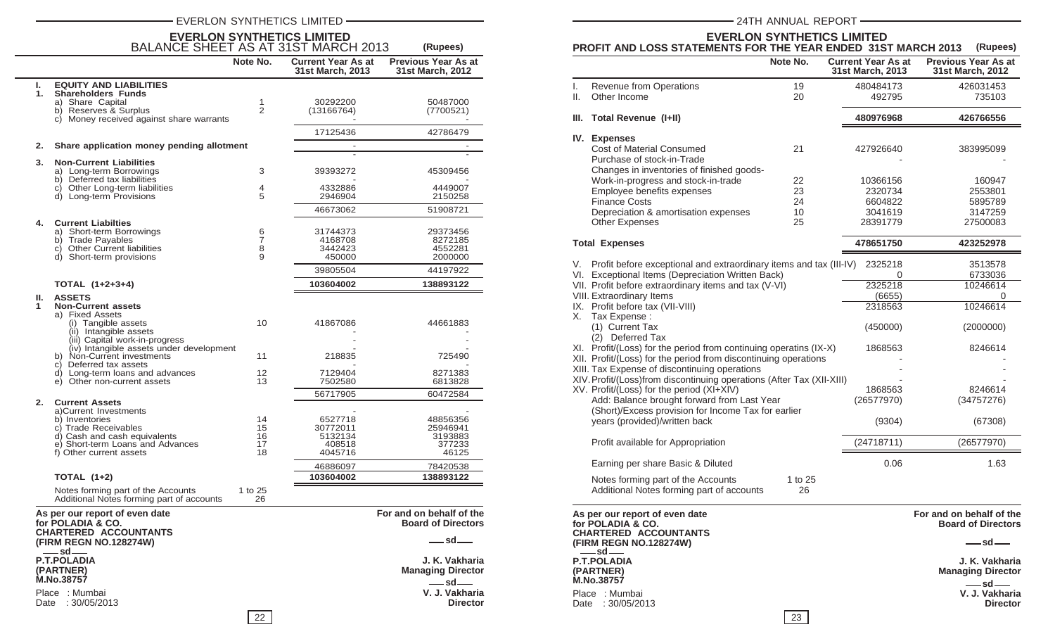# EVERLON SYNTHETICS LIMITED

## BALANCE SHEET AS AT 31ST MARCH 2013

(Rupees)

| | | Note No. | Current Year As at 31st March, 2013 | Previous Year As at 31st March, 2012 |
|---|---|---|---|---|
| **I.** | **EQUITY AND LIABILITIES** | | | |
| **1.** | **Shareholders Funds** | | | |
| | a) Share Capital | 1 | 30292200 | 50487000 |
| | b) Reserves & Surplus | 2 | (13166764) | (7700521) |
| | c) Money received against share warrants | | - | - |
| | | | 17125436 | 42786479 |
| **2.** | **Share application money pending allotment** | | - | - |
| | | | - | - |
| **3.** | **Non-Current Liabilities** | | | |
| | a) Long-term Borrowings | 3 | 39393272 | 45309456 |
| | b) Deferred tax liabilities | | - | - |
| | c) Other Long-term liabilities | 4 | 4332886 | 4449007 |
| | d) Long-term Provisions | 5 | 2946904 | 2150258 |
| | | | 46673062 | 51908721 |
| **4.** | **Current Liabilties** | | | |
| | a) Short-term Borrowings | 6 | 31744373 | 29373456 |
| | b) Trade Payables | 7 | 4168708 | 8272185 |
| | c) Other Current liabilities | 8 | 3442423 | 4552281 |
| | d) Short-term provisions | 9 | 450000 | 2000000 |
| | | | 39805504 | 44197922 |
| | **TOTAL (1+2+3+4)** | | **103604002** | **138893122** |
| **II.** | **ASSETS** | | | |
| **1** | **Non-Current assets** | | | |
| | a) Fixed Assets | | | |
| | (i) Tangible assets | 10 | 41867086 | 44661883 |
| | (ii) Intangible assets | | - | - |
| | (iii) Capital work-in-progress | | - | - |
| | (iv) Intangible assets under development | | - | - |
| | b) Non-Current investments | 11 | 218835 | 725490 |
| | c) Deferred tax assets | | - | - |
| | d) Long-term loans and advances | 12 | 7129404 | 8271383 |
| | e) Other non-current assets | 13 | 7502580 | 6813828 |
| | | | 56717905 | 60472584 |
| **2.** | **Current Assets** | | | |
| | a)Current Investments | | - | - |
| | b) Inventories | 14 | 6527718 | 48856356 |
| | c) Trade Receivables | 15 | 30772011 | 25946941 |
| | d) Cash and cash equivalents | 16 | 5132134 | 3193883 |
| | e) Short-term Loans and Advances | 17 | 408518 | 377233 |
| | f) Other current assets | 18 | 4045716 | 46125 |
| | | | 46886097 | 78420538 |
| | **TOTAL (1+2)** | | **103604002** | **138893122** |
| | Notes forming part of the Accounts | 1 to 25 | | |
| | Additional Notes forming part of accounts | 26 | | |

**As per our report of even date**
**for POLADIA & CO.**
**CHARTERED ACCOUNTANTS**
**(FIRM REGN NO.128274W)**
—sd—
**P.T.POLADIA**
**(PARTNER)**
**M.No.38757**

Place : Mumbai
Date : 30/05/2013

**For and on behalf of the Board of Directors**

—sd—
**J. K. Vakharia**
**Managing Director**

—sd—
**V. J. Vakharia**
**Director**

## PROFIT AND LOSS STATEMENTS FOR THE YEAR ENDED 31ST MARCH 2013

(Rupees)

| | | Note No. | Current Year As at 31st March, 2013 | Previous Year As at 31st March, 2012 |
|---|---|---|---|---|
| I. | Revenue from Operations | 19 | 480484173 | 426031453 |
| II. | Other Income | 20 | 492795 | 735103 |
| **III.** | **Total Revenue (I+II)** | | **480976968** | **426766556** |
| **IV.** | **Expenses** | | | |
| | Cost of Material Consumed | 21 | 427926640 | 383995099 |
| | Purchase of stock-in-Trade | | - | - |
| | Changes in inventories of finished goods-Work-in-progress and stock-in-trade | 22 | 10366156 | 160947 |
| | Employee benefits expenses | 23 | 2320734 | 2553801 |
| | Finance Costs | 24 | 6604822 | 5895789 |
| | Depreciation & amortisation expenses | 10 | 3041619 | 3147259 |
| | Other Expenses | 25 | 28391779 | 27500083 |
| | **Total Expenses** | | **478651750** | **423252978** |
| V. | Profit before exceptional and extraordinary items and tax (III-IV) | | 2325218 | 3513578 |
| VI. | Exceptional Items (Depreciation Written Back) | | 0 | 6733036 |
| VII. | Profit before extraordinary items and tax (V-VI) | | 2325218 | 10246614 |
| VIII. | Extraordinary Items | | (6655) | 0 |
| IX. | Profit before tax (VII-VIII) | | 2318563 | 10246614 |
| X. | Tax Expense : | | | |
| | (1) Current Tax | | (450000) | (2000000) |
| | (2) Deferred Tax | | | |
| XI. | Profit/(Loss) for the period from continuing operatins (IX-X) | | 1868563 | 8246614 |
| XII. | Profit/(Loss) for the period from discontinuing operations | | - | - |
| XIII. | Tax Expense of discontinuing operations | | - | - |
| XIV. | Profit/(Loss)from discontinuing operations (After Tax (XII-XIII) | | - | - |
| XV. | Profit/(Loss) for the period (XI+XIV) | | 1868563 | 8246614 |
| | Add: Balance brought forward from Last Year | | (26577970) | (34757276) |
| | (Short)/Excess provision for Income Tax for earlier years (provided)/written back | | (9304) | (67308) |
| | Profit available for Appropriation | | (24718711) | (26577970) |
| | Earning per share Basic & Diluted | | 0.06 | 1.63 |
| | Notes forming part of the Accounts | 1 to 25 | | |
| | Additional Notes forming part of accounts | 26 | | |

**As per our report of even date**
**for POLADIA & CO.**
**CHARTERED ACCOUNTANTS**
**(FIRM REGN NO.128274W)**
—sd—
**P.T.POLADIA**
**(PARTNER)**
**M.No.38757**

Place : Mumbai
Date : 30/05/2013

**For and on behalf of the Board of Directors**

—sd—
**J. K. Vakharia**
**Managing Director**

—sd—
**V. J. Vakharia**
**Director**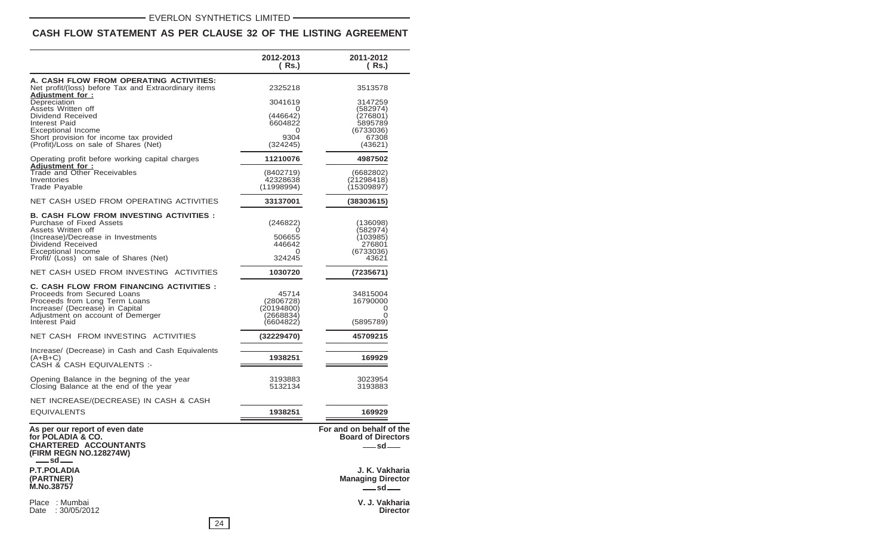## CASH FLOW STATEMENT AS PER CLAUSE 32 OF THE LISTING AGREEMENT

| | 2012-2013 ( Rs.) | 2011-2012 ( Rs.) |
|---|---|---|
| **A. CASH FLOW FROM OPERATING ACTIVITIES:** | | |
| Net profit/(loss) before Tax and Extraordinary items | 2325218 | 3513578 |
| **Adjustment for :** | | |
| Depreciation | 3041619 | 3147259 |
| Assets Written off | 0 | (582974) |
| Dividend Received | (446642) | (276801) |
| Interest Paid | 6604822 | 5895789 |
| Exceptional Income | 0 | (6733036) |
| Short provision for income tax provided | 9304 | 67308 |
| (Profit)/Loss on sale of Shares (Net) | (324245) | (43621) |
| Operating profit before working capital charges | **11210076** | **4987502** |
| **Adjustment for :** | | |
| Trade and Other Receivables | (8402719) | (6682802) |
| Inventories | 42328638 | (21298418) |
| Trade Payable | (11998994) | (15309897) |
| NET CASH USED FROM OPERATING ACTIVITIES | **33137001** | **(38303615)** |
| **B. CASH FLOW FROM INVESTING ACTIVITIES :** | | |
| Purchase of Fixed Assets | (246822) | (136098) |
| Assets Written off | 0 | (582974) |
| (Increase)/Decrease in Investments | 506655 | (103985) |
| Dividend Received | 446642 | 276801 |
| Exceptional Income | 0 | (6733036) |
| Profit/ (Loss) on sale of Shares (Net) | 324245 | 43621 |
| NET CASH USED FROM INVESTING ACTIVITIES | **1030720** | **(7235671)** |
| **C. CASH FLOW FROM FINANCING ACTIVITIES :** | | |
| Proceeds from Secured Loans | 45714 | 34815004 |
| Proceeds from Long Term Loans | (2806728) | 16790000 |
| Increase/ (Decrease) in Capital | (20194800) | 0 |
| Adjustment on account of Demerger | (2668834) | 0 |
| Interest Paid | (6604822) | (5895789) |
| NET CASH FROM INVESTING ACTIVITIES | **(32229470)** | **45709215** |
| Increase/ (Decrease) in Cash and Cash Equivalents (A+B+C) | **1938251** | **169929** |
| CASH & CASH EQUIVALENTS :- | | |
| Opening Balance in the begning of the year | 3193883 | 3023954 |
| Closing Balance at the end of the year | 5132134 | 3193883 |
| NET INCREASE/(DECREASE) IN CASH & CASH EQUIVALENTS | **1938251** | **169929** |

**As per our report of even date**
**for POLADIA & CO.**
**CHARTERED ACCOUNTANTS**
**(FIRM REGN NO.128274W)**
sd

**P.T.POLADIA**
**(PARTNER)**
**M.No.38757**

Place : Mumbai
Date : 30/05/2012

**For and on behalf of the Board of Directors**
sd

**J. K. Vakharia**
**Managing Director**
sd

**V. J. Vakharia**
**Director**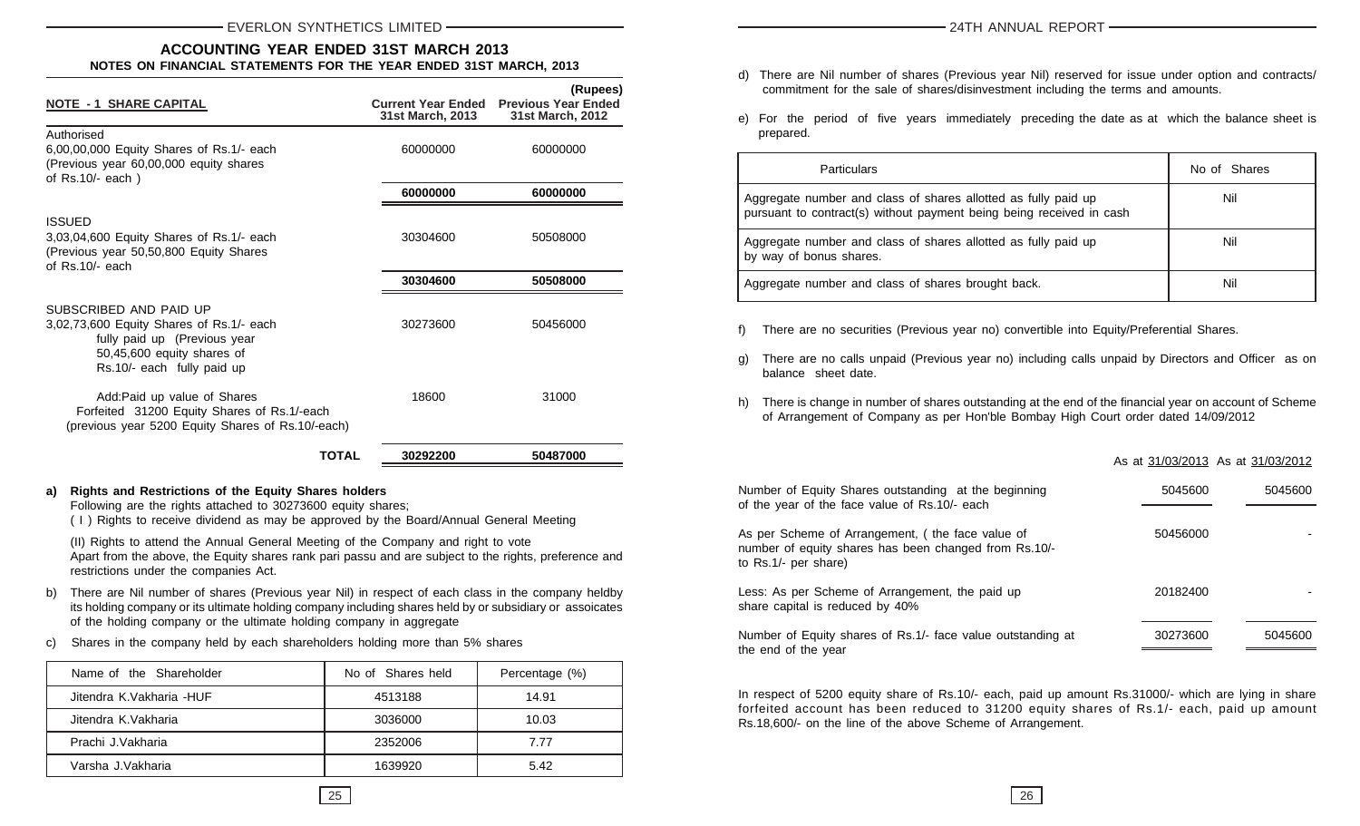## ACCOUNTING YEAR ENDED 31ST MARCH 2013

### NOTES ON FINANCIAL STATEMENTS FOR THE YEAR ENDED 31ST MARCH, 2013

(Rupees)

| NOTE - 1 SHARE CAPITAL | Current Year Ended 31st March, 2013 | Previous Year Ended 31st March, 2012 |
|---|---|---|
| **Authorised** | | |
| 6,00,00,000 Equity Shares of Rs.1/- each (Previous year 60,00,000 equity shares of Rs.10/- each ) | 60000000 | 60000000 |
| | **60000000** | **60000000** |
| **ISSUED** | | |
| 3,03,04,600 Equity Shares of Rs.1/- each (Previous year 50,50,800 Equity Shares of Rs.10/- each | 30304600 | 50508000 |
| | **30304600** | **50508000** |
| **SUBSCRIBED AND PAID UP** | | |
| 3,02,73,600 Equity Shares of Rs.1/- each fully paid up (Previous year 50,45,600 equity shares of Rs.10/- each fully paid up | 30273600 | 50456000 |
| Add:Paid up value of Shares Forfeited 31200 Equity Shares of Rs.1/-each (previous year 5200 Equity Shares of Rs.10/-each) | 18600 | 31000 |
| **TOTAL** | **30292200** | **50487000** |

**a) Rights and Restrictions of the Equity Shares holders**

Following are the rights attached to 30273600 equity shares;

( I ) Rights to receive dividend as may be approved by the Board/Annual General Meeting

(II) Rights to attend the Annual General Meeting of the Company and right to vote

Apart from the above, the Equity shares rank pari passu and are subject to the rights, preference and restrictions under the companies Act.

b) There are Nil number of shares (Previous year Nil) in respect of each class in the company heldby its holding company or its ultimate holding company including shares held by or subsidiary or assoicates of the holding company or the ultimate holding company in aggregate

c) Shares in the company held by each shareholders holding more than 5% shares

| Name of the Shareholder | No of Shares held | Percentage (%) |
|---|---|---|
| Jitendra K.Vakharia -HUF | 4513188 | 14.91 |
| Jitendra K.Vakharia | 3036000 | 10.03 |
| Prachi J.Vakharia | 2352006 | 7.77 |
| Varsha J.Vakharia | 1639920 | 5.42 |

d) There are Nil number of shares (Previous year Nil) reserved for issue under option and contracts/ commitment for the sale of shares/disinvestment including the terms and amounts.

e) For the period of five years immediately preceding the date as at which the balance sheet is prepared.

| Particulars | No of Shares |
|---|---|
| Aggregate number and class of shares allotted as fully paid up pursuant to contract(s) without payment being being received in cash | Nil |
| Aggregate number and class of shares allotted as fully paid up by way of bonus shares. | Nil |
| Aggregate number and class of shares brought back. | Nil |

f) There are no securities (Previous year no) convertible into Equity/Preferential Shares.

g) There are no calls unpaid (Previous year no) including calls unpaid by Directors and Officer as on balance sheet date.

h) There is change in number of shares outstanding at the end of the financial year on account of Scheme of Arrangement of Company as per Hon'ble Bombay High Court order dated 14/09/2012

| | As at 31/03/2013 | As at 31/03/2012 |
|---|---|---|
| Number of Equity Shares outstanding at the beginning of the year of the face value of Rs.10/- each | 5045600 | 5045600 |
| As per Scheme of Arrangement, ( the face value of number of equity shares has been changed from Rs.10/- to Rs.1/- per share) | 50456000 | - |
| Less: As per Scheme of Arrangement, the paid up share capital is reduced by 40% | 20182400 | - |
| Number of Equity shares of Rs.1/- face value outstanding at the end of the year | 30273600 | 5045600 |

In respect of 5200 equity share of Rs.10/- each, paid up amount Rs.31000/- which are lying in share forfeited account has been reduced to 31200 equity shares of Rs.1/- each, paid up amount Rs.18,600/- on the line of the above Scheme of Arrangement.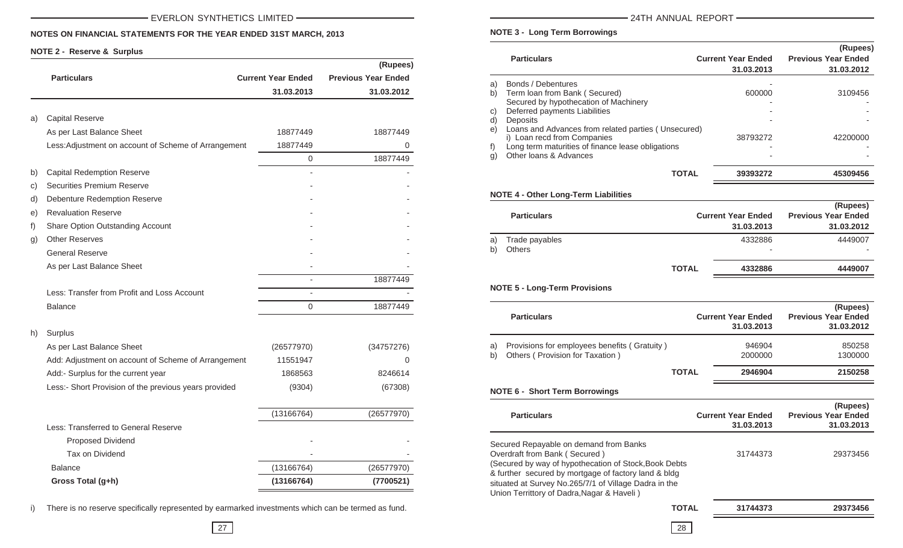## NOTES ON FINANCIAL STATEMENTS FOR THE YEAR ENDED 31ST MARCH, 2013

### NOTE 2 - Reserve & Surplus

(Rupees)

| | Particulars | Current Year Ended 31.03.2013 | Previous Year Ended 31.03.2012 |
|---|---|---|---|
| a) | Capital Reserve | | |
| | As per Last Balance Sheet | 18877449 | 18877449 |
| | Less:Adjustment on account of Scheme of Arrangement | 18877449 | 0 |
| | | 0 | 18877449 |
| b) | Capital Redemption Reserve | - | - |
| c) | Securities Premium Reserve | - | - |
| d) | Debenture Redemption Reserve | - | - |
| e) | Revaluation Reserve | - | - |
| f) | Share Option Outstanding Account | - | - |
| g) | Other Reserves | - | - |
| | General Reserve | - | - |
| | As per Last Balance Sheet | - | - |
| | | - | 18877449 |
| | Less: Transfer from Profit and Loss Account | - | - |
| | Balance | 0 | 18877449 |
| h) | Surplus | | |
| | As per Last Balance Sheet | (26577970) | (34757276) |
| | Add: Adjustment on account of Scheme of Arrangement | 11551947 | 0 |
| | Add:- Surplus for the current year | 1868563 | 8246614 |
| | Less:- Short Provision of the previous years provided | (9304) | (67308) |
| | | (13166764) | (26577970) |
| | Less: Transferred to General Reserve | | |
| | Proposed Dividend | - | - |
| | Tax on Dividend | - | - |
| | Balance | (13166764) | (26577970) |
| | **Gross Total (g+h)** | **(13166764)** | **(7700521)** |

i) There is no reserve specifically represented by earmarked investments which can be termed as fund.

### NOTE 3 - Long Term Borrowings

(Rupees)

| | Particulars | Current Year Ended 31.03.2013 | Previous Year Ended 31.03.2012 |
|---|---|---|---|
| a) | Bonds / Debentures | - | |
| b) | Term loan from Bank ( Secured) | 600000 | 3109456 |
| | Secured by hypothecation of Machinery | - | - |
| c) | Deferred payments Liabilities | - | - |
| d) | Deposits | - | - |
| e) | Loans and Advances from related parties ( Unsecured) | | |
| | i) Loan recd from Companies | 38793272 | 42200000 |
| f) | Long term maturities of finance lease obligations | - | - |
| g) | Other loans & Advances | - | - |
| | **TOTAL** | **39393272** | **45309456** |

### NOTE 4 - Other Long-Term Liabilities

(Rupees)

| | Particulars | Current Year Ended 31.03.2013 | Previous Year Ended 31.03.2012 |
|---|---|---|---|
| a) | Trade payables | 4332886 | 4449007 |
| b) | Others | - | - |
| | **TOTAL** | **4332886** | **4449007** |

### NOTE 5 - Long-Term Provisions

(Rupees)

| | Particulars | Current Year Ended 31.03.2013 | Previous Year Ended 31.03.2012 |
|---|---|---|---|
| a) | Provisions for employees benefits ( Gratuity ) | 946904 | 850258 |
| b) | Others ( Provision for Taxation ) | 2000000 | 1300000 |
| | **TOTAL** | **2946904** | **2150258** |

### NOTE 6 - Short Term Borrowings

(Rupees)

| Particulars | Current Year Ended 31.03.2013 | Previous Year Ended 31.03.2013 |
|---|---|---|
| Secured Repayable on demand from Banks | | |
| Overdraft from Bank ( Secured ) | 31744373 | 29373456 |
| (Secured by way of hypothecation of Stock,Book Debts & further secured by mortgage of factory land & bldg situated at Survey No.265/7/1 of Village Dadra in the Union Territtory of Dadra,Nagar & Haveli ) | | |
| **TOTAL** | **31744373** | **29373456** |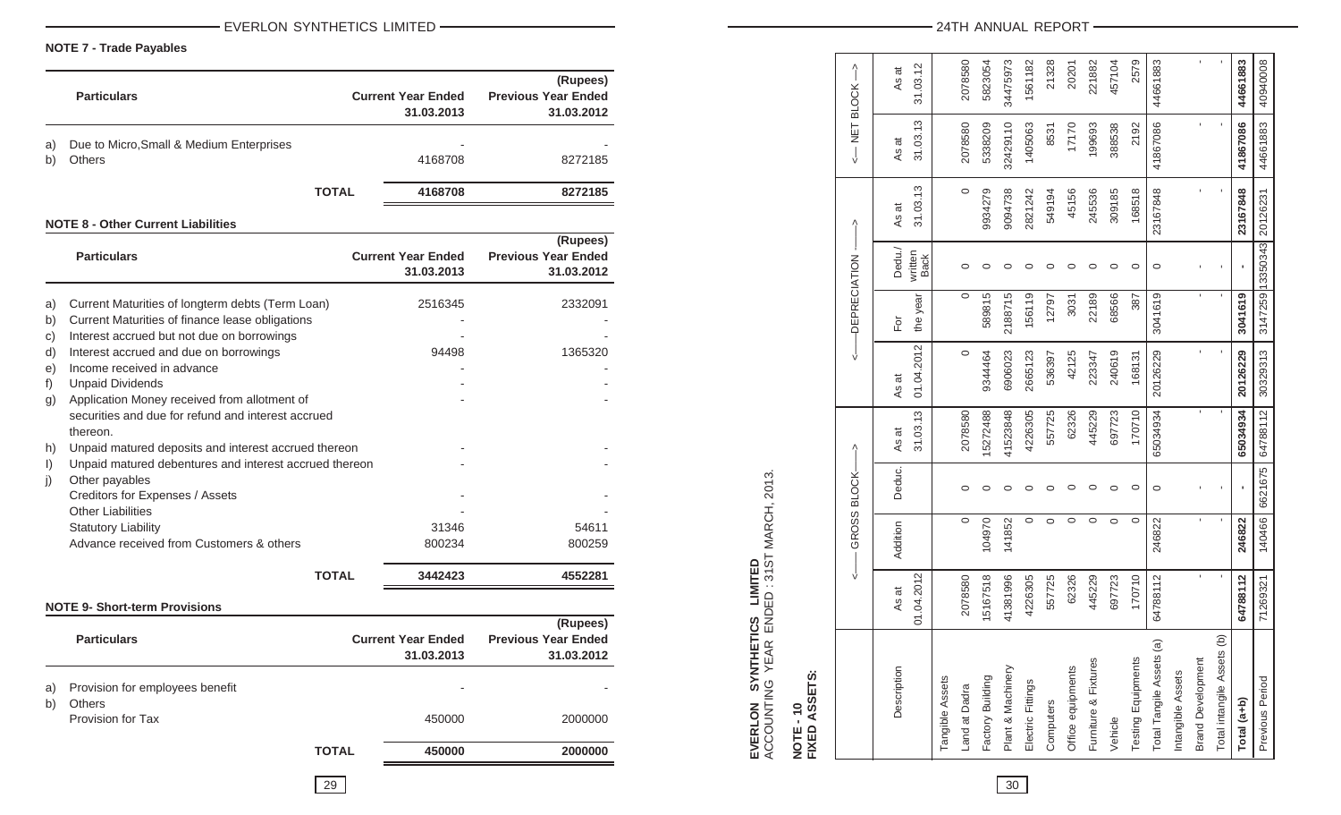## NOTE 7 - Trade Payables

| | Particulars | Current Year Ended 31.03.2013 | (Rupees) Previous Year Ended 31.03.2012 |
|---|---|---|---|
| a) | Due to Micro,Small & Medium Enterprises | - | - |
| b) | Others | 4168708 | 8272185 |
| | **TOTAL** | **4168708** | **8272185** |

## NOTE 8 - Other Current Liabilities

| | Particulars | Current Year Ended 31.03.2013 | (Rupees) Previous Year Ended 31.03.2012 |
|---|---|---|---|
| a) | Current Maturities of longterm debts (Term Loan) | 2516345 | 2332091 |
| b) | Current Maturities of finance lease obligations | - | - |
| c) | Interest accrued but not due on borrowings | - | - |
| d) | Interest accrued and due on borrowings | 94498 | 1365320 |
| e) | Income received in advance | - | - |
| f) | Unpaid Dividends | - | - |
| g) | Application Money received from allotment of securities and due for refund and interest accrued thereon. | - | - |
| h) | Unpaid matured deposits and interest accrued thereon | - | - |
| I) | Unpaid matured debentures and interest accrued thereon | - | - |
| j) | Other payables | | |
| | Creditors for Expenses / Assets | - | - |
| | Other Liabilities | - | - |
| | Statutory Liability | 31346 | 54611 |
| | Advance received from Customers & others | 800234 | 800259 |
| | **TOTAL** | **3442423** | **4552281** |

## NOTE 9- Short-term Provisions

| | Particulars | Current Year Ended 31.03.2013 | (Rupees) Previous Year Ended 31.03.2012 |
|---|---|---|---|
| a) | Provision for employees benefit | - | - |
| b) | Others | | |
| | Provision for Tax | 450000 | 2000000 |
| | **TOTAL** | **450000** | **2000000** |

**EVERLON SYNTHETICS LIMITED**
ACCOUNTING YEAR ENDED : 31ST MARCH, 2013.

**NOTE - 10**
**FIXED ASSETS:**

| Description | GROSS BLOCK | | | | DEPRECIATION | | | | NET BLOCK | |
|---|---|---|---|---|---|---|---|---|---|---|
| | As at 01.04.2012 | Addition | Deduc. | As at 31.03.13 | As at 01.04.2012 | For the year | Dedu./ written Back | As at 31.03.13 | As at 31.03.13 | As at 31.03.12 |
| Tangible Assets | | | | | | | | | | |
| Land at Dadra | 2078580 | 0 | 0 | 2078580 | 0 | 0 | 0 | 0 | 2078580 | 2078580 |
| Factory Building | 15167518 | 104970 | 0 | 15272488 | 9344464 | 589815 | 0 | 9934279 | 5338209 | 5823054 |
| Plant & Machinery | 41381996 | 141852 | 0 | 41523848 | 6906023 | 2188715 | 0 | 9094738 | 32429110 | 34475973 |
| Electric Fittings | 4226305 | 0 | 0 | 4226305 | 2665123 | 156119 | 0 | 2821242 | 1405063 | 1561182 |
| Computers | 557725 | 0 | 0 | 557725 | 536397 | 12797 | 0 | 549194 | 8531 | 21328 |
| Office equipments | 62326 | 0 | 0 | 62326 | 42125 | 3031 | 0 | 45156 | 17170 | 20201 |
| Furniture & Fixtures | 445229 | 0 | 0 | 445229 | 223347 | 22189 | 0 | 245536 | 199693 | 221882 |
| Vehicle | 697723 | 0 | 0 | 697723 | 240619 | 68566 | 0 | 309185 | 388538 | 457104 |
| Testing Equipments | 170710 | 0 | 0 | 170710 | 168131 | 387 | 0 | 168518 | 2192 | 2579 |
| Total Tangile Assets (a) | 64788112 | 246822 | 0 | 65034934 | 20126229 | 3041619 | 0 | 23167848 | 41867086 | 44661883 |
| Intangible Assets | | | | | | | | | | |
| Brand Development | - | - | - | - | - | - | - | - | - | - |
| Total intangile Assets (b) | - | - | - | - | - | - | - | - | - | - |
| **Total (a+b)** | **64788112** | **246822** | **-** | **65034934** | **20126229** | **3041619** | **-** | **23167848** | **41867086** | **44661883** |
| Previous Period | 71269321 | 140466 | 6621675 | 64788112 | 30329313 | 3147259 | 13350343 | 20126231 | 44661883 | 40940008 |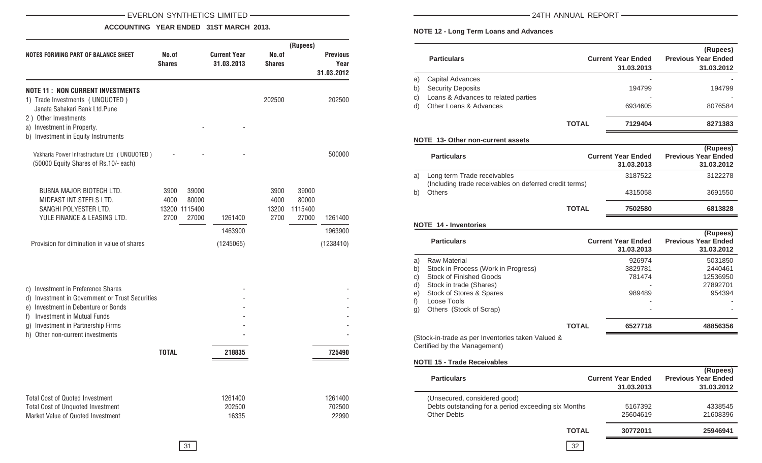**ACCOUNTING YEAR ENDED 31ST MARCH 2013.**

| NOTES FORMING PART OF BALANCE SHEET | No.of Shares | | Current Year 31.03.2013 | No.of Shares | | Previous Year 31.03.2012 |
|---|---|---|---|---|---|---|
| | | | | | (Rupees) | |
| **NOTE 11 : NON CURRENT INVESTMENTS** | | | | | | |
| 1) Trade Investments ( UNQUOTED ) Janata Sahakari Bank Ltd.Pune | | | | 202500 | | 202500 |
| 2 ) Other Investments | | | | | | |
| a) Investment in Property. | | - | - | | | |
| b) Investment in Equity Instruments | | | | | | |
| Vakharia Power Infrastructure Ltd ( UNQUOTED ) (50000 Equity Shares of Rs.10/- each) | - | - | - | | | 500000 |
| BUBNA MAJOR BIOTECH LTD. | 3900 | 39000 | | 3900 | 39000 | |
| MIDEAST INT.STEELS LTD. | 4000 | 80000 | | 4000 | 80000 | |
| SANGHI POLYESTER LTD. | 13200 | 1115400 | | 13200 | 1115400 | |
| YULE FINANCE & LEASING LTD. | 2700 | 27000 | 1261400 | 2700 | 27000 | 1261400 |
| | | | 1463900 | | | 1963900 |
| Provision for diminution in value of shares | | | (1245065) | | | (1238410) |
| c) Investment in Preference Shares | | | - | | | - |
| d) Investment in Government or Trust Securities | | | - | | | - |
| e) Investment in Debenture or Bonds | | | - | | | - |
| f) Investment in Mutual Funds | | | - | | | - |
| g) Investment in Partnership Firms | | | - | | | - |
| h) Other non-current investments | | | - | | | - |
| **TOTAL** | | | 218835 | | | 725490 |
| Total Cost of Quoted Investment | | | 1261400 | | | 1261400 |
| Total Cost of Unquoted Investment | | | 202500 | | | 702500 |
| Market Value of Quoted Investment | | | 16335 | | | 22990 |

**NOTE 12 - Long Term Loans and Advances**

| | Particulars | Current Year Ended 31.03.2013 | (Rupees) Previous Year Ended 31.03.2012 |
|---|---|---|---|
| a) | Capital Advances | - | - |
| b) | Security Deposits | 194799 | 194799 |
| c) | Loans & Advances to related parties | - | - |
| d) | Other Loans & Advances | 6934605 | 8076584 |
| | **TOTAL** | **7129404** | **8271383** |

**NOTE 13- Other non-current assets**

| | Particulars | Current Year Ended 31.03.2013 | (Rupees) Previous Year Ended 31.03.2012 |
|---|---|---|---|
| a) | Long term Trade receivables (Including trade receivables on deferred credit terms) | 3187522 | 3122278 |
| b) | Others | 4315058 | 3691550 |
| | **TOTAL** | **7502580** | **6813828** |

**NOTE 14 - Inventories**

| | Particulars | Current Year Ended 31.03.2013 | (Rupees) Previous Year Ended 31.03.2012 |
|---|---|---|---|
| a) | Raw Material | 926974 | 5031850 |
| b) | Stock in Process (Work in Progress) | 3829781 | 2440461 |
| c) | Stock of Finished Goods | 781474 | 12536950 |
| d) | Stock in trade (Shares) | - | 27892701 |
| e) | Stock of Stores & Spares | 989489 | 954394 |
| f) | Loose Tools | - | - |
| g) | Others (Stock of Scrap) | - | - |
| | **TOTAL** | **6527718** | **48856356** |

(Stock-in-trade as per Inventories taken Valued & Certified by the Management)

**NOTE 15 - Trade Receivables**

| Particulars | Current Year Ended 31.03.2013 | (Rupees) Previous Year Ended 31.03.2012 |
|---|---|---|
| (Unsecured, considered good) | | |
| Debts outstanding for a period exceeding six Months | 5167392 | 4338545 |
| Other Debts | 25604619 | 21608396 |
| **TOTAL** | **30772011** | **25946941** |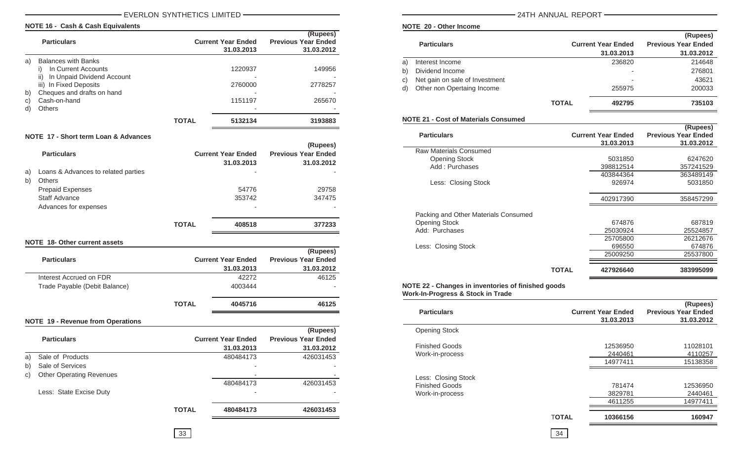## NOTE 16 - Cash & Cash Equivalents

(Rupees)

| | Particulars | | Current Year Ended 31.03.2013 | Previous Year Ended 31.03.2012 |
|---|---|---|---|---|
| a) | Balances with Banks | | | |
| | i) In Current Accounts | | 1220937 | 149956 |
| | ii) In Unpaid Dividend Account | | - | - |
| | iii) In Fixed Deposits | | 2760000 | 2778257 |
| b) | Cheques and drafts on hand | | - | - |
| c) | Cash-on-hand | | 1151197 | 265670 |
| d) | Others | | - | - |
| | | **TOTAL** | **5132134** | **3193883** |

## NOTE 17 - Short term Loan & Advances

(Rupees)

| | Particulars | | Current Year Ended 31.03.2013 | Previous Year Ended 31.03.2012 |
|---|---|---|---|---|
| a) | Loans & Advances to related parties | | - | - |
| b) | Others | | | |
| | Prepaid Expenses | | 54776 | 29758 |
| | Staff Advance | | 353742 | 347475 |
| | Advances for expenses | | - | - |
| | | **TOTAL** | **408518** | **377233** |

## NOTE 18- Other current assets

(Rupees)

| Particulars | | Current Year Ended 31.03.2013 | Previous Year Ended 31.03.2012 |
|---|---|---|---|
| Interest Accrued on FDR | | 42272 | 46125 |
| Trade Payable (Debit Balance) | | 4003444 | - |
| | **TOTAL** | **4045716** | **46125** |

## NOTE 19 - Revenue from Operations

(Rupees)

| | Particulars | | Current Year Ended 31.03.2013 | Previous Year Ended 31.03.2012 |
|---|---|---|---|---|
| a) | Sale of Products | | 480484173 | 426031453 |
| b) | Sale of Services | | - | - |
| c) | Other Operating Revenues | | - | - |
| | | | 480484173 | 426031453 |
| | Less: State Excise Duty | | - | - |
| | | **TOTAL** | **480484173** | **426031453** |

## NOTE 20 - Other Income

(Rupees)

| | Particulars | | Current Year Ended 31.03.2013 | Previous Year Ended 31.03.2012 |
|---|---|---|---|---|
| a) | Interest Income | | 236820 | 214648 |
| b) | Dividend Income | | - | 276801 |
| c) | Net gain on sale of Investment | | - | 43621 |
| d) | Other non Opertaing Income | | 255975 | 200033 |
| | | **TOTAL** | **492795** | **735103** |

## NOTE 21 - Cost of Materials Consumed

(Rupees)

| Particulars | | Current Year Ended 31.03.2013 | Previous Year Ended 31.03.2012 |
|---|---|---|---|
| Raw Materials Consumed | | | |
| Opening Stock | | 5031850 | 6247620 |
| Add : Purchases | | 398812514 | 357241529 |
| | | 403844364 | 363489149 |
| Less: Closing Stock | | 926974 | 5031850 |
| | | 402917390 | 358457299 |
| Packing and Other Materials Consumed | | | |
| Opening Stock | | 674876 | 687819 |
| Add: Purchases | | 25030924 | 25524857 |
| | | 25705800 | 26212676 |
| Less: Closing Stock | | 696550 | 674876 |
| | | 25009250 | 25537800 |
| | **TOTAL** | **427926640** | **383995099** |

## NOTE 22 - Changes in inventories of finished goods Work-In-Progress & Stock in Trade

(Rupees)

| Particulars | | Current Year Ended 31.03.2013 | Previous Year Ended 31.03.2012 |
|---|---|---|---|
| Opening Stock | | | |
| Finished Goods | | 12536950 | 11028101 |
| Work-in-process | | 2440461 | 4110257 |
| | | 14977411 | 15138358 |
| Less: Closing Stock | | | |
| Finished Goods | | 781474 | 12536950 |
| Work-in-process | | 3829781 | 2440461 |
| | | 4611255 | 14977411 |
| | **TOTAL** | **10366156** | **160947** |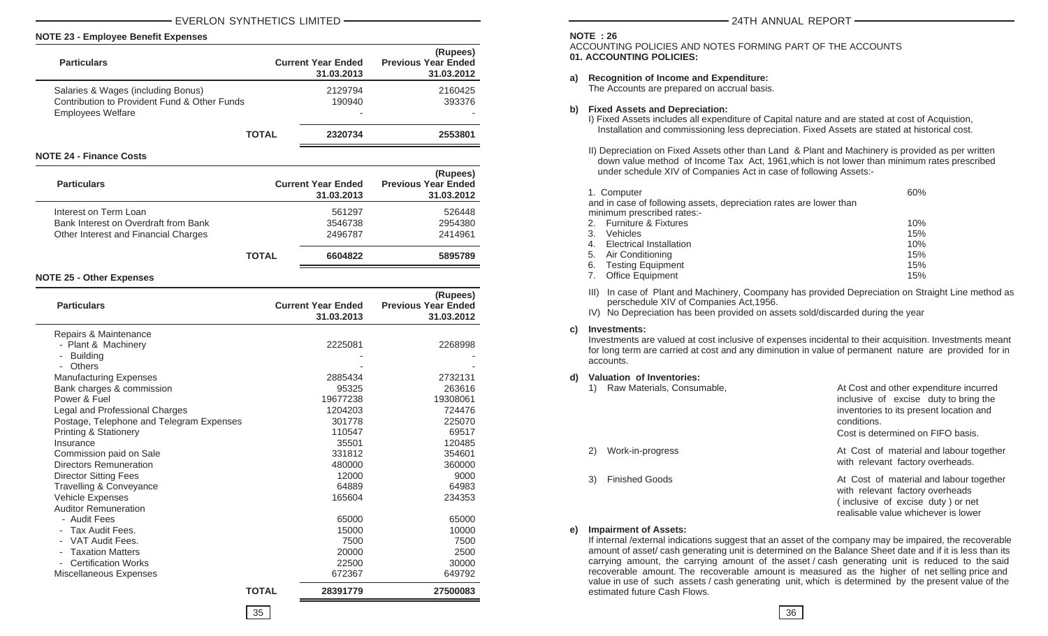## NOTE 23 - Employee Benefit Expenses

(Rupees)

| Particulars | Current Year Ended 31.03.2013 | Previous Year Ended 31.03.2012 |
|---|---|---|
| Salaries & Wages (including Bonus) | 2129794 | 2160425 |
| Contribution to Provident Fund & Other Funds | 190940 | 393376 |
| Employees Welfare | - | - |
| **TOTAL** | **2320734** | **2553801** |

## NOTE 24 - Finance Costs

(Rupees)

| Particulars | Current Year Ended 31.03.2013 | Previous Year Ended 31.03.2012 |
|---|---|---|
| Interest on Term Loan | 561297 | 526448 |
| Bank Interest on Overdraft from Bank | 3546738 | 2954380 |
| Other Interest and Financial Charges | 2496787 | 2414961 |
| **TOTAL** | **6604822** | **5895789** |

## NOTE 25 - Other Expenses

(Rupees)

| Particulars | Current Year Ended 31.03.2013 | Previous Year Ended 31.03.2012 |
|---|---|---|
| Repairs & Maintenance | | |
| - Plant & Machinery | 2225081 | 2268998 |
| - Building | - | - |
| - Others | - | - |
| Manufacturing Expenses | 2885434 | 2732131 |
| Bank charges & commission | 95325 | 263616 |
| Power & Fuel | 19677238 | 19308061 |
| Legal and Professional Charges | 1204203 | 724476 |
| Postage, Telephone and Telegram Expenses | 301778 | 225070 |
| Printing & Stationery | 110547 | 69517 |
| Insurance | 35501 | 120485 |
| Commission paid on Sale | 331812 | 354601 |
| Directors Remuneration | 480000 | 360000 |
| Director Sitting Fees | 12000 | 9000 |
| Travelling & Conveyance | 64889 | 64983 |
| Vehicle Expenses | 165604 | 234353 |
| Auditor Remuneration | | |
| - Audit Fees | 65000 | 65000 |
| - Tax Audit Fees. | 15000 | 10000 |
| - VAT Audit Fees. | 7500 | 7500 |
| - Taxation Matters | 20000 | 2500 |
| - Certification Works | 22500 | 30000 |
| Miscellaneous Expenses | 672367 | 649792 |
| **TOTAL** | **28391779** | **27500083** |

## NOTE : 26

ACCOUNTING POLICIES AND NOTES FORMING PART OF THE ACCOUNTS

### 01. ACCOUNTING POLICIES:

**a) Recognition of Income and Expenditure:**

The Accounts are prepared on accrual basis.

**b) Fixed Assets and Depreciation:**

I) Fixed Assets includes all expenditure of Capital nature and are stated at cost of Acquistion, Installation and commissioning less depreciation. Fixed Assets are stated at historical cost.

II) Depreciation on Fixed Assets other than Land & Plant and Machinery is provided as per written down value method of Income Tax Act, 1961,which is not lower than minimum rates prescribed under schedule XIV of Companies Act in case of following Assets:-

| | |
|---|---|
| 1. Computer | 60% |
| and in case of following assets, depreciation rates are lower than minimum prescribed rates:- | |
| 2. Furniture & Fixtures | 10% |
| 3. Vehicles | 15% |
| 4. Electrical Installation | 10% |
| 5. Air Conditioning | 15% |
| 6. Testing Equipment | 15% |
| 7. Office Equipment | 15% |

III) In case of Plant and Machinery, Coompany has provided Depreciation on Straight Line method as perschedule XIV of Companies Act,1956.

IV) No Depreciation has been provided on assets sold/discarded during the year

**c) Investments:**

Investments are valued at cost inclusive of expenses incidental to their acquisition. Investments meant for long term are carried at cost and any diminution in value of permanent nature are provided for in accounts.

**d) Valuation of Inventories:**

| | |
|---|---|
| 1) Raw Materials, Consumable, | At Cost and other expenditure incurred inclusive of excise duty to bring the inventories to its present location and conditions. Cost is determined on FIFO basis. |
| 2) Work-in-progress | At Cost of material and labour together with relevant factory overheads. |
| 3) Finished Goods | At Cost of material and labour together with relevant factory overheads ( inclusive of excise duty ) or net realisable value whichever is lower |

**e) Impairment of Assets:**

If internal /external indications suggest that an asset of the company may be impaired, the recoverable amount of asset/ cash generating unit is determined on the Balance Sheet date and if it is less than its carrying amount, the carrying amount of the asset / cash generating unit is reduced to the said recoverable amount. The recoverable amount is measured as the higher of net selling price and value in use of such assets / cash generating unit, which is determined by the present value of the estimated future Cash Flows.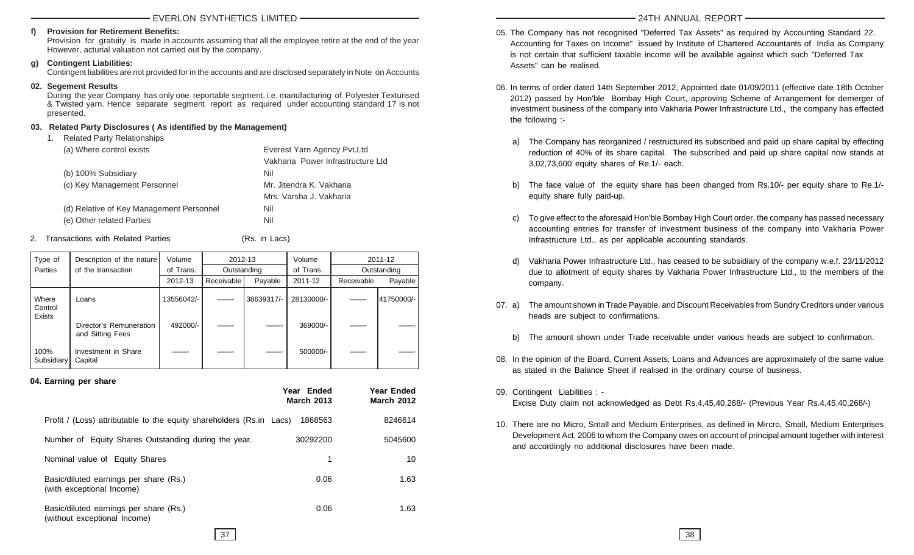**f) Provision for Retirement Benefits:**
Provision for gratuity is made in accounts assuming that all the employee retire at the end of the year However, acturial valuation not carried out by the company.

**g) Contingent Liabilities:**
Contingent liabilities are not provided for in the accounts and are disclosed separately in Note on Accounts

**02. Segement Results**
During the year Company has only one reportable segment, i.e. manufacturing of Polyester Texturised & Twisted yarn. Hence separate segment report as required under accounting standard 17 is not presented.

**03. Related Party Disclosures ( As identified by the Management)**

1. Related Party Relationships

| | |
|---|---|
| (a) Where control exists | Everest Yarn Agency Pvt.Ltd<br>Vakharia Power Infrastructure Ltd |
| (b) 100% Subsidiary | Nil |
| (c) Key Management Personnel | Mr. Jitendra K. Vakharia<br>Mrs. Varsha J. Vakharia |
| (d) Relative of Key Management Personnel | Nil |
| (e) Other related Parties | Nil |

2. Transactions with Related Parties (Rs. in Lacs)

| Type of Parties | Description of the nature of the transaction | Volume of Trans. 2012-13 | 2012-13 Outstanding Receivable | 2012-13 Outstanding Payable | Volume of Trans. 2011-12 | 2011-12 Outstanding Receivable | 2011-12 Outstanding Payable |
|---|---|---|---|---|---|---|---|
| Where Control Exists | Loans | 13556042/- | ——- | 38639317/- | 28130000/- | ——- | 41750000/- |
| | Director's Remuneration and Sitting Fees | 492000/- | ——- | ——- | 369000/- | ——- | ——- |
| 100% Subsidiary | Investment in Share Capital | ——- | ——- | ——- | 500000/- | ——- | ——- |

**04. Earning per share**

| | Year Ended March 2013 | Year Ended March 2012 |
|---|---|---|
| Profit / (Loss) attributable to the equity shareholders (Rs.in Lacs) | 1868563 | 8246614 |
| Number of Equity Shares Outstanding during the year. | 30292200 | 5045600 |
| Nominal value of Equity Shares | 1 | 10 |
| Basic/diluted earnings per share (Rs.) (with exceptional Income) | 0.06 | 1.63 |
| Basic/diluted earnings per share (Rs.) (without exceptional Income) | 0.06 | 1.63 |

05. The Company has not recognised "Deferred Tax Assets" as required by Accounting Standard 22. Accounting for Taxes on Income" issued by Institute of Chartered Accountants of India as Company is not certain that sufficient taxable income will be available against which such "Deferred Tax Assets" can be realised.

06. In terms of order dated 14th September 2012, Appointed date 01/09/2011 (effective date 18th October 2012) passed by Hon'ble Bombay High Court, approving Scheme of Arrangement for demerger of investment business of the company into Vakharia Power Infrastructure Ltd., the company has effected the following :-

a) The Company has reorganized / restructured its subscribed and paid up share capital by effecting reduction of 40% of its share capital. The subscribed and paid up share capital now stands at 3,02,73,600 equity shares of Re.1/- each.

b) The face value of the equity share has been changed from Rs.10/- per equity share to Re.1/- equity share fully paid-up.

c) To give effect to the aforesaid Hon'ble Bombay High Court order, the company has passed necessary accounting entries for transfer of investment business of the company into Vakharia Power Infrastructure Ltd., as per applicable accounting standards.

d) Vakharia Power Infrastructure Ltd., has ceased to be subsidiary of the company w.e.f. 23/11/2012 due to allotment of equity shares by Vakharia Power Infrastructure Ltd., to the members of the company.

07. a) The amount shown in Trade Payable, and Discount Receivables from Sundry Creditors under various heads are subject to confirmations.

b) The amount shown under Trade receivable under various heads are subject to confirmation.

08. In the opinion of the Board, Current Assets, Loans and Advances are approximately of the same value as stated in the Balance Sheet if realised in the ordinary course of business.

09. Contingent Liabilities : -
Excise Duty claim not acknowledged as Debt Rs.4,45,40,268/- (Previous Year Rs.4,45,40,268/-)

10. There are no Micro, Small and Medium Enterprises, as defined in Mircro, Small, Medium Enterprises Development Act, 2006 to whom the Company owes on account of principal amount together with interest and accordingly no additional disclosures have been made.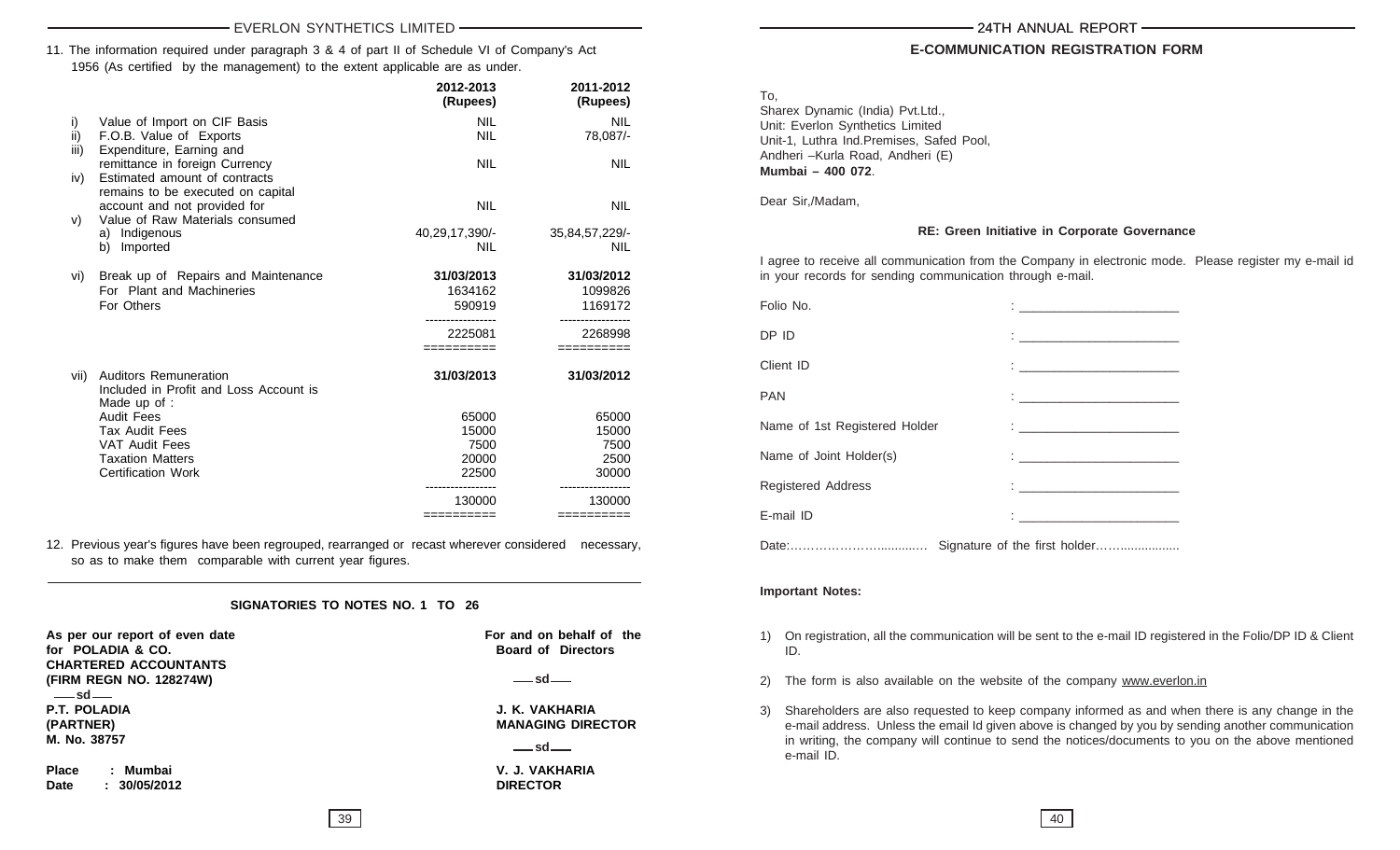11. The information required under paragraph 3 & 4 of part II of Schedule VI of Company's Act 1956 (As certified by the management) to the extent applicable are as under.

| | | 2012-2013 (Rupees) | 2011-2012 (Rupees) |
|---|---|---|---|
| i) | Value of Import on CIF Basis | NIL | NIL |
| ii) | F.O.B. Value of Exports | NIL | 78,087/- |
| iii) | Expenditure, Earning and remittance in foreign Currency | NIL | NIL |
| iv) | Estimated amount of contracts remains to be executed on capital account and not provided for | NIL | NIL |
| v) | Value of Raw Materials consumed | | |
| | a) Indigenous | 40,29,17,390/- | 35,84,57,229/- |
| | b) Imported | NIL | NIL |
| vi) | Break up of Repairs and Maintenance | 31/03/2013 | 31/03/2012 |
| | For Plant and Machineries | 1634162 | 1099826 |
| | For Others | 590919 | 1169172 |
| | | 2225081 | 2268998 |
| vii) | Auditors Remuneration Included in Profit and Loss Account is Made up of : | 31/03/2013 | 31/03/2012 |
| | Audit Fees | 65000 | 65000 |
| | Tax Audit Fees | 15000 | 15000 |
| | VAT Audit Fees | 7500 | 7500 |
| | Taxation Matters | 20000 | 2500 |
| | Certification Work | 22500 | 30000 |
| | | 130000 | 130000 |

12. Previous year's figures have been regrouped, rearranged or recast wherever considered necessary, so as to make them comparable with current year figures.

**SIGNATORIES TO NOTES NO. 1 TO 26**

**As per our report of even date**
**for POLADIA & CO.**
**CHARTERED ACCOUNTANTS**
**(FIRM REGN NO. 128274W)**
**—sd—**
**P.T. POLADIA**
**(PARTNER)**
**M. No. 38757**

**Place : Mumbai**
**Date : 30/05/2012**

**For and on behalf of the Board of Directors**

**—sd—**
**J. K. VAKHARIA**
**MANAGING DIRECTOR**

**—sd—**
**V. J. VAKHARIA**
**DIRECTOR**

## E-COMMUNICATION REGISTRATION FORM

To,
Sharex Dynamic (India) Pvt.Ltd.,
Unit: Everlon Synthetics Limited
Unit-1, Luthra Ind.Premises, Safed Pool,
Andheri –Kurla Road, Andheri (E)
**Mumbai – 400 072**.

Dear Sir,/Madam,

**RE: Green Initiative in Corporate Governance**

I agree to receive all communication from the Company in electronic mode. Please register my e-mail id in your records for sending communication through e-mail.

Folio No. : ______________________

DP ID : ______________________

Client ID : ______________________

PAN : ______________________

Name of 1st Registered Holder : ______________________

Name of Joint Holder(s) : ______________________

Registered Address : ______________________

E-mail ID : ______________________

Date:………………….............. Signature of the first holder…….................

**Important Notes:**

1) On registration, all the communication will be sent to the e-mail ID registered in the Folio/DP ID & Client ID.

2) The form is also available on the website of the company www.everlon.in

3) Shareholders are also requested to keep company informed as and when there is any change in the e-mail address. Unless the email Id given above is changed by you by sending another communication in writing, the company will continue to send the notices/documents to you on the above mentioned e-mail ID.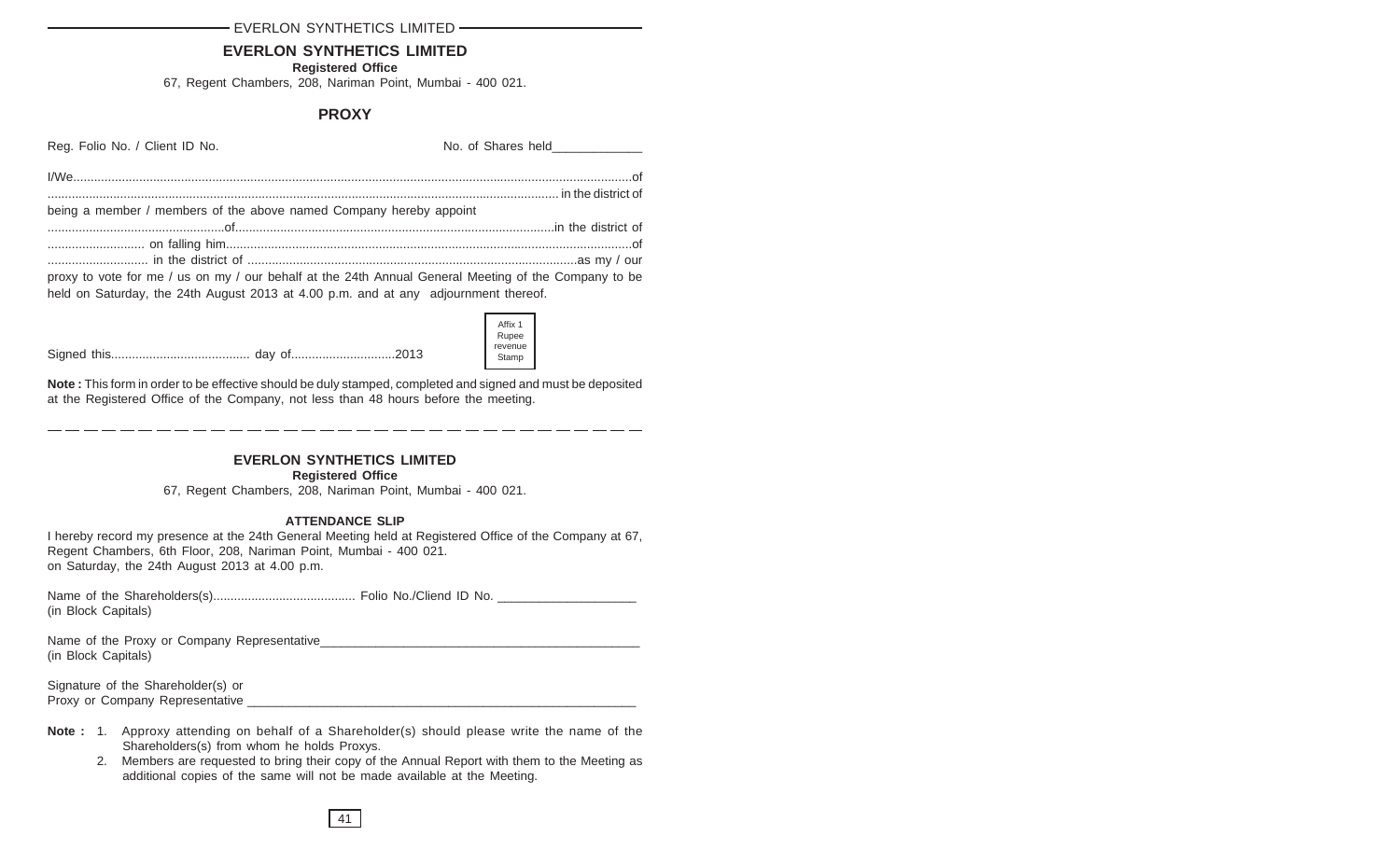# EVERLON SYNTHETICS LIMITED

**Registered Office**

67, Regent Chambers, 208, Nariman Point, Mumbai - 400 021.

## PROXY

Reg. Folio No. / Client ID No. No. of Shares held_____________

I/We...................................................................................................................................................of
.................................................................................................................................................. in the district of
being a member / members of the above named Company hereby appoint
...................................................of...........................................................................................in the district of
........................... on falling him.....................................................................................................................of
............................ in the district of ...............................................................................................as my / our
proxy to vote for me / us on my / our behalf at the 24th Annual General Meeting of the Company to be held on Saturday, the 24th August 2013 at 4.00 p.m. and at any adjournment thereof.

Signed this....................................... day of.............................2013

Affix 1 Rupee revenue Stamp

**Note :** This form in order to be effective should be duly stamped, completed and signed and must be deposited at the Registered Office of the Company, not less than 48 hours before the meeting.

---

# EVERLON SYNTHETICS LIMITED

**Registered Office**

67, Regent Chambers, 208, Nariman Point, Mumbai - 400 021.

### ATTENDANCE SLIP

I hereby record my presence at the 24th General Meeting held at Registered Office of the Company at 67, Regent Chambers, 6th Floor, 208, Nariman Point, Mumbai - 400 021.
on Saturday, the 24th August 2013 at 4.00 p.m.

Name of the Shareholders(s)........................................ Folio No./Cliend ID No. ____________________
(in Block Capitals)

Name of the Proxy or Company Representative_______________________________________________
(in Block Capitals)

Signature of the Shareholder(s) or
Proxy or Company Representative ________________________________________________________

**Note :**
1. Approxy attending on behalf of a Shareholder(s) should please write the name of the Shareholders(s) from whom he holds Proxys.
2. Members are requested to bring their copy of the Annual Report with them to the Meeting as additional copies of the same will not be made available at the Meeting.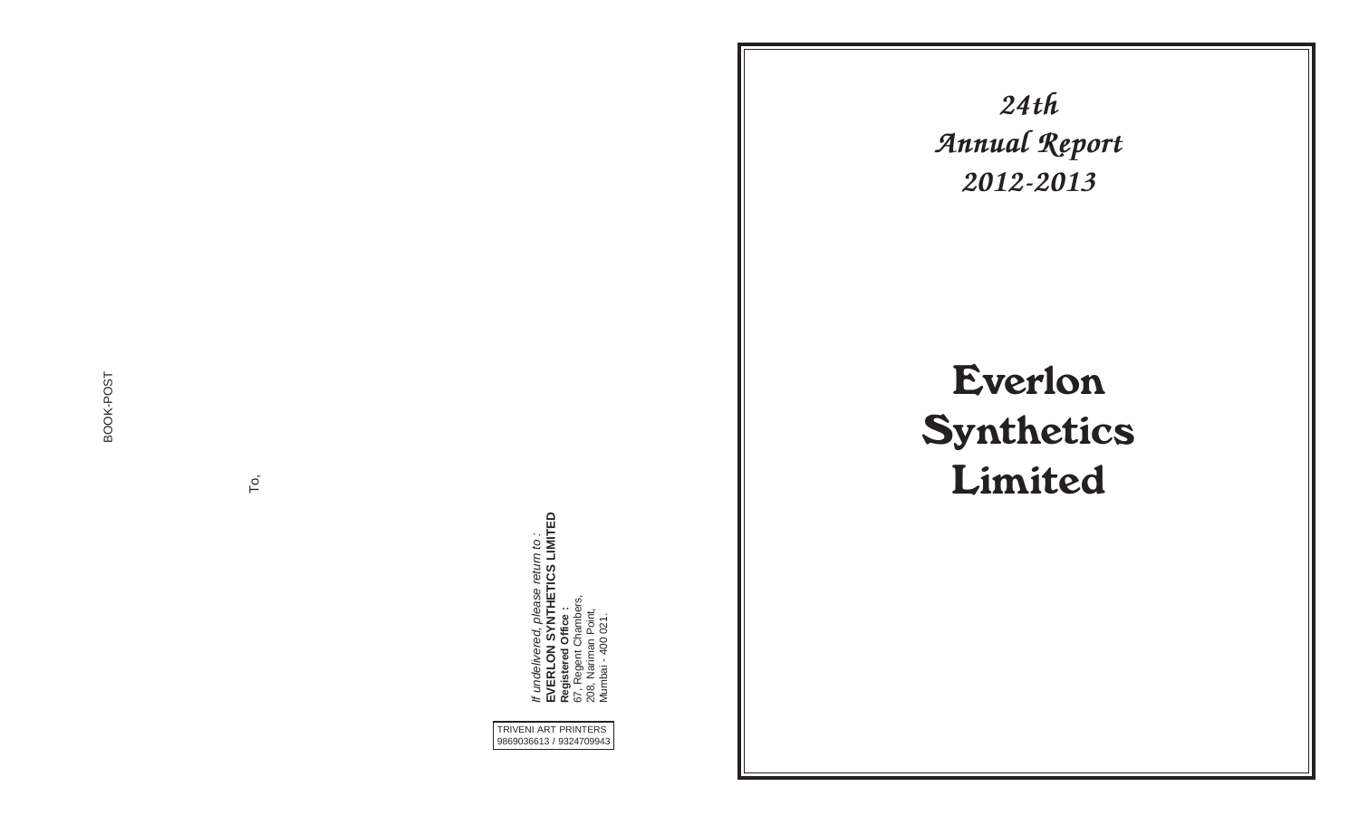BOOK-POST

To,

*If undelivered, please return to :*
**EVERLON SYNTHETICS LIMITED**
**Registered Office :**
67, Regent Chambers,
208, Nariman Point,
Mumbai - 400 021.

TRIVENI ART PRINTERS
9869036613 / 9324709943

*24th*
*Annual Report*
*2012-2013*

# Everlon Synthetics Limited